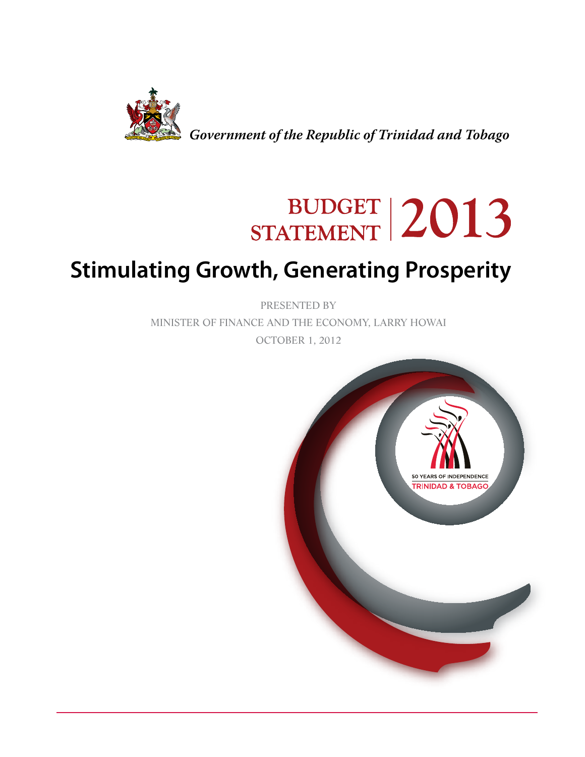*Government of the Republic of Trinidad and Tobago*

# BUDGET STATEMENT 2013

## Stimulating Growth, Generating Prosperity

PRESENTED BY

MINISTER OF FINANCE AND THE ECONOMY, LARRY HOWAI

OCTOBER 1, 2012

50 YEARS OF INDEPENDENCE

TRINIDAD & TOBAGO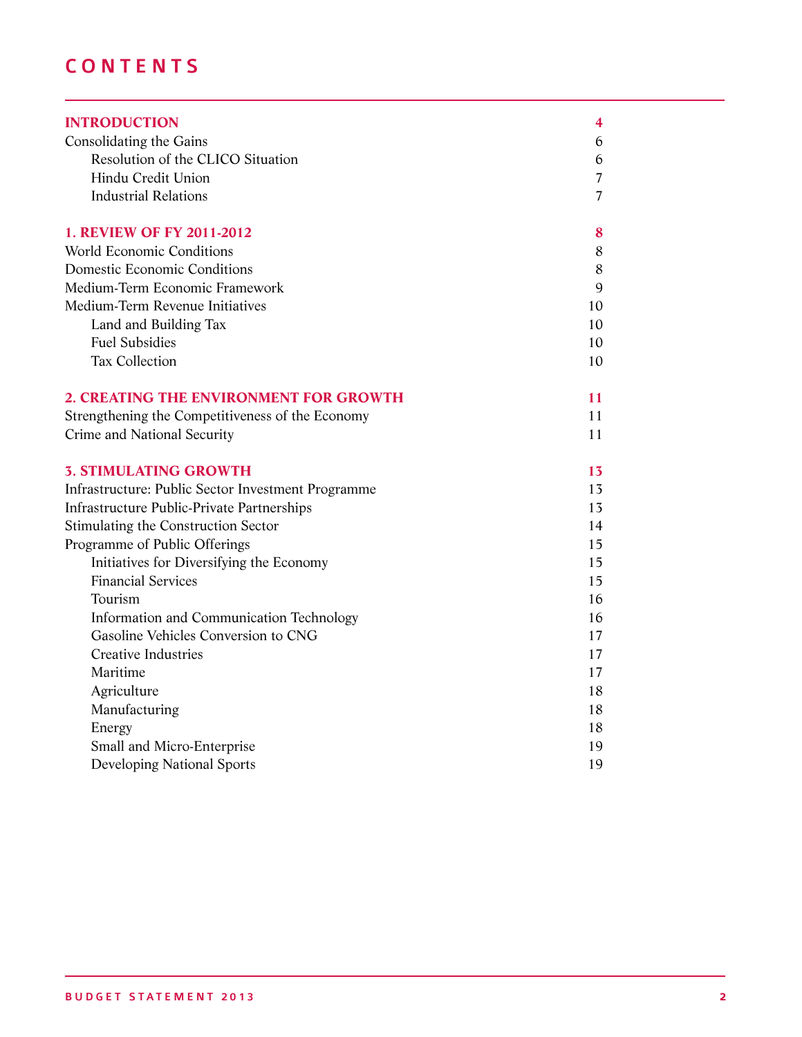# CONTENTS

| | |
|---|---|
| **INTRODUCTION** | **4** |
| Consolidating the Gains | 6 |
| Resolution of the CLICO Situation | 6 |
| Hindu Credit Union | 7 |
| Industrial Relations | 7 |
| **1. REVIEW OF FY 2011-2012** | **8** |
| World Economic Conditions | 8 |
| Domestic Economic Conditions | 8 |
| Medium-Term Economic Framework | 9 |
| Medium-Term Revenue Initiatives | 10 |
| Land and Building Tax | 10 |
| Fuel Subsidies | 10 |
| Tax Collection | 10 |
| **2. CREATING THE ENVIRONMENT FOR GROWTH** | **11** |
| Strengthening the Competitiveness of the Economy | 11 |
| Crime and National Security | 11 |
| **3. STIMULATING GROWTH** | **13** |
| Infrastructure: Public Sector Investment Programme | 13 |
| Infrastructure Public-Private Partnerships | 13 |
| Stimulating the Construction Sector | 14 |
| Programme of Public Offerings | 15 |
| Initiatives for Diversifying the Economy | 15 |
| Financial Services | 15 |
| Tourism | 16 |
| Information and Communication Technology | 16 |
| Gasoline Vehicles Conversion to CNG | 17 |
| Creative Industries | 17 |
| Maritime | 17 |
| Agriculture | 18 |
| Manufacturing | 18 |
| Energy | 18 |
| Small and Micro-Enterprise | 19 |
| Developing National Sports | 19 |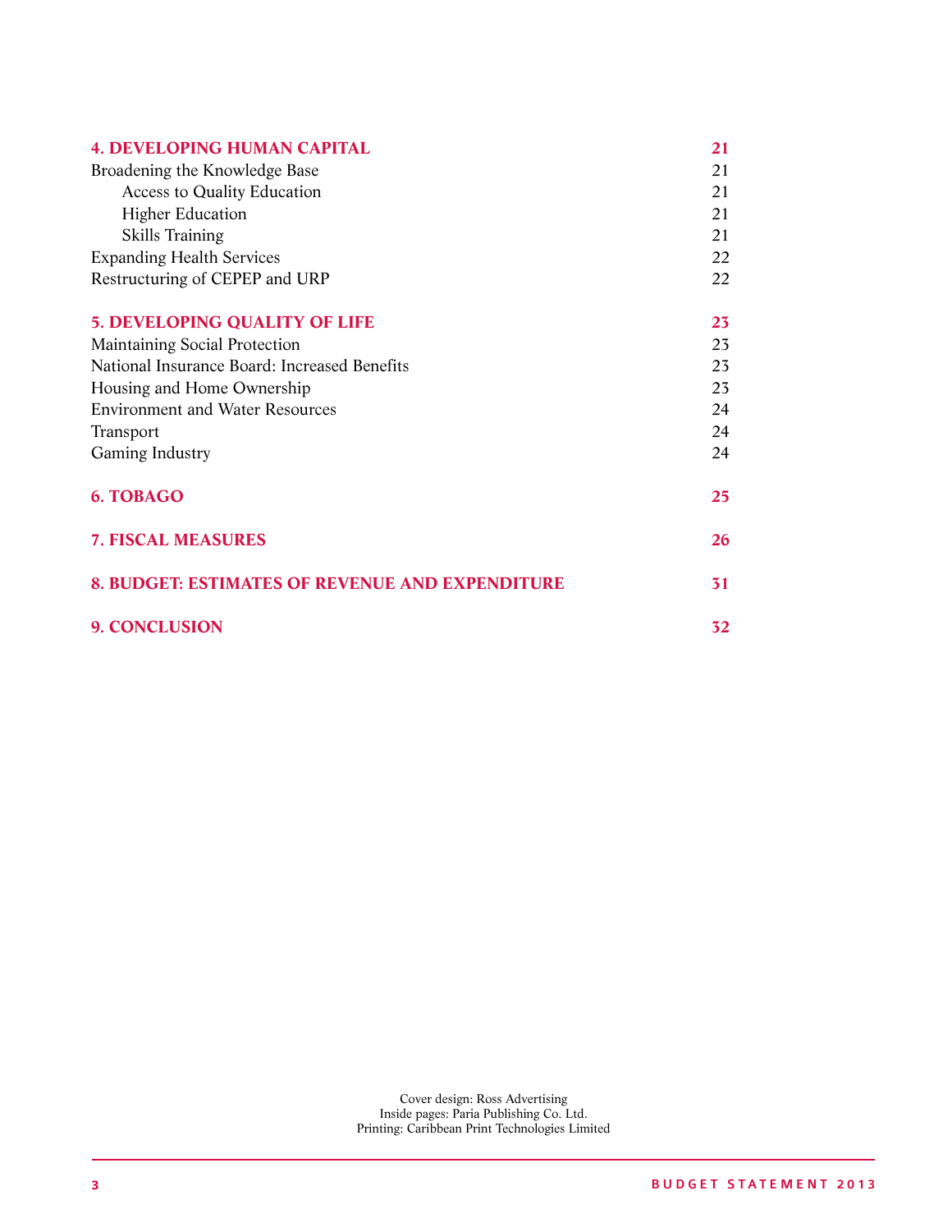| | |
|---|---|
| **4. DEVELOPING HUMAN CAPITAL** | **21** |
| Broadening the Knowledge Base | 21 |
| Access to Quality Education | 21 |
| Higher Education | 21 |
| Skills Training | 21 |
| Expanding Health Services | 22 |
| Restructuring of CEPEP and URP | 22 |
| **5. DEVELOPING QUALITY OF LIFE** | **23** |
| Maintaining Social Protection | 23 |
| National Insurance Board: Increased Benefits | 23 |
| Housing and Home Ownership | 23 |
| Environment and Water Resources | 24 |
| Transport | 24 |
| Gaming Industry | 24 |
| **6. TOBAGO** | **25** |
| **7. FISCAL MEASURES** | **26** |
| **8. BUDGET: ESTIMATES OF REVENUE AND EXPENDITURE** | **31** |
| **9. CONCLUSION** | **32** |

Cover design: Ross Advertising
Inside pages: Paria Publishing Co. Ltd.
Printing: Caribbean Print Technologies Limited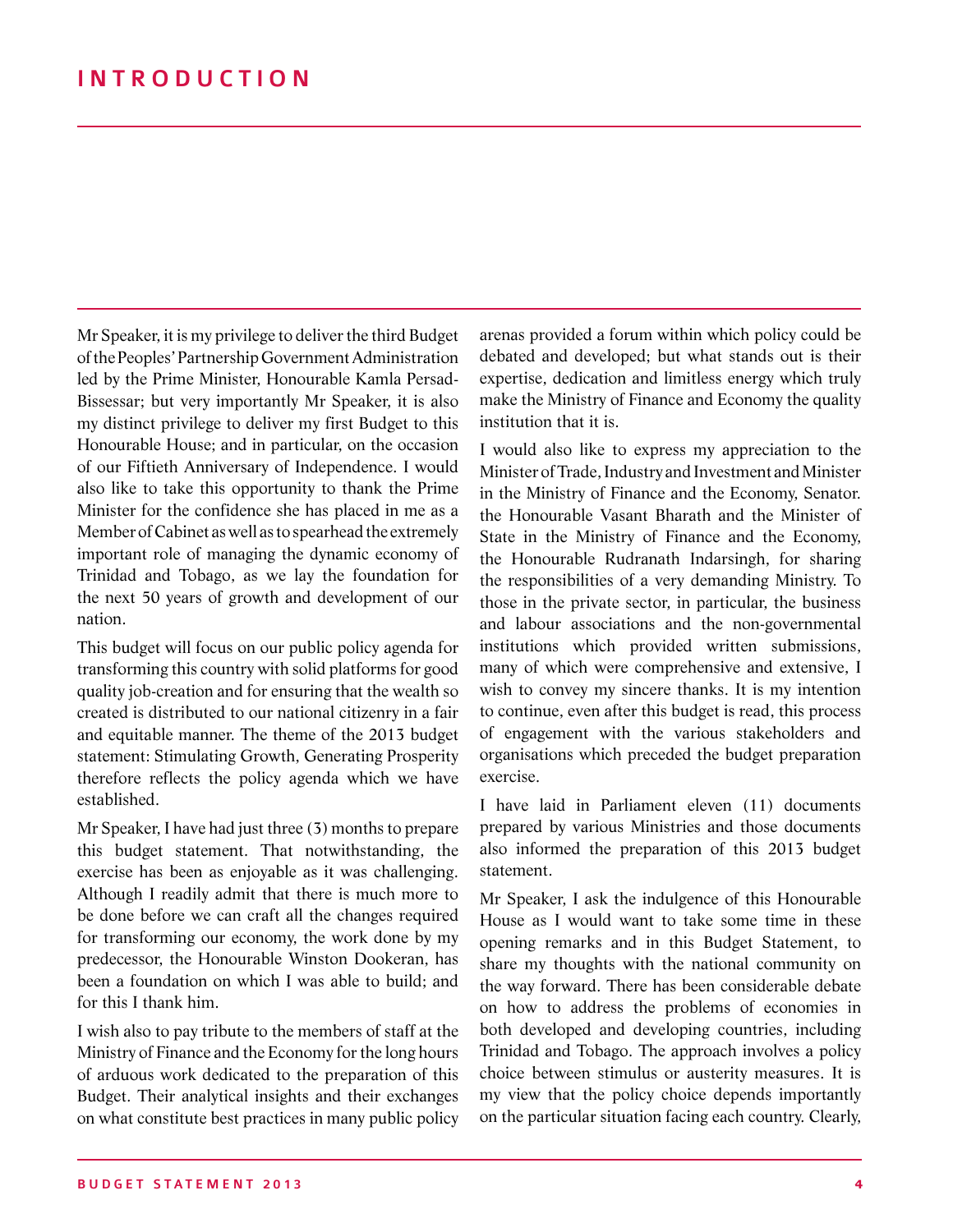# INTRODUCTION

Mr Speaker, it is my privilege to deliver the third Budget of the Peoples' Partnership Government Administration led by the Prime Minister, Honourable Kamla Persad-Bissessar; but very importantly Mr Speaker, it is also my distinct privilege to deliver my first Budget to this Honourable House; and in particular, on the occasion of our Fiftieth Anniversary of Independence. I would also like to take this opportunity to thank the Prime Minister for the confidence she has placed in me as a Member of Cabinet as well as to spearhead the extremely important role of managing the dynamic economy of Trinidad and Tobago, as we lay the foundation for the next 50 years of growth and development of our nation.

This budget will focus on our public policy agenda for transforming this country with solid platforms for good quality job-creation and for ensuring that the wealth so created is distributed to our national citizenry in a fair and equitable manner. The theme of the 2013 budget statement: Stimulating Growth, Generating Prosperity therefore reflects the policy agenda which we have established.

Mr Speaker, I have had just three (3) months to prepare this budget statement. That notwithstanding, the exercise has been as enjoyable as it was challenging. Although I readily admit that there is much more to be done before we can craft all the changes required for transforming our economy, the work done by my predecessor, the Honourable Winston Dookeran, has been a foundation on which I was able to build; and for this I thank him.

I wish also to pay tribute to the members of staff at the Ministry of Finance and the Economy for the long hours of arduous work dedicated to the preparation of this Budget. Their analytical insights and their exchanges on what constitute best practices in many public policy arenas provided a forum within which policy could be debated and developed; but what stands out is their expertise, dedication and limitless energy which truly make the Ministry of Finance and Economy the quality institution that it is.

I would also like to express my appreciation to the Minister of Trade, Industry and Investment and Minister in the Ministry of Finance and the Economy, Senator. the Honourable Vasant Bharath and the Minister of State in the Ministry of Finance and the Economy, the Honourable Rudranath Indarsingh, for sharing the responsibilities of a very demanding Ministry. To those in the private sector, in particular, the business and labour associations and the non-governmental institutions which provided written submissions, many of which were comprehensive and extensive, I wish to convey my sincere thanks. It is my intention to continue, even after this budget is read, this process of engagement with the various stakeholders and organisations which preceded the budget preparation exercise.

I have laid in Parliament eleven (11) documents prepared by various Ministries and those documents also informed the preparation of this 2013 budget statement.

Mr Speaker, I ask the indulgence of this Honourable House as I would want to take some time in these opening remarks and in this Budget Statement, to share my thoughts with the national community on the way forward. There has been considerable debate on how to address the problems of economies in both developed and developing countries, including Trinidad and Tobago. The approach involves a policy choice between stimulus or austerity measures. It is my view that the policy choice depends importantly on the particular situation facing each country. Clearly,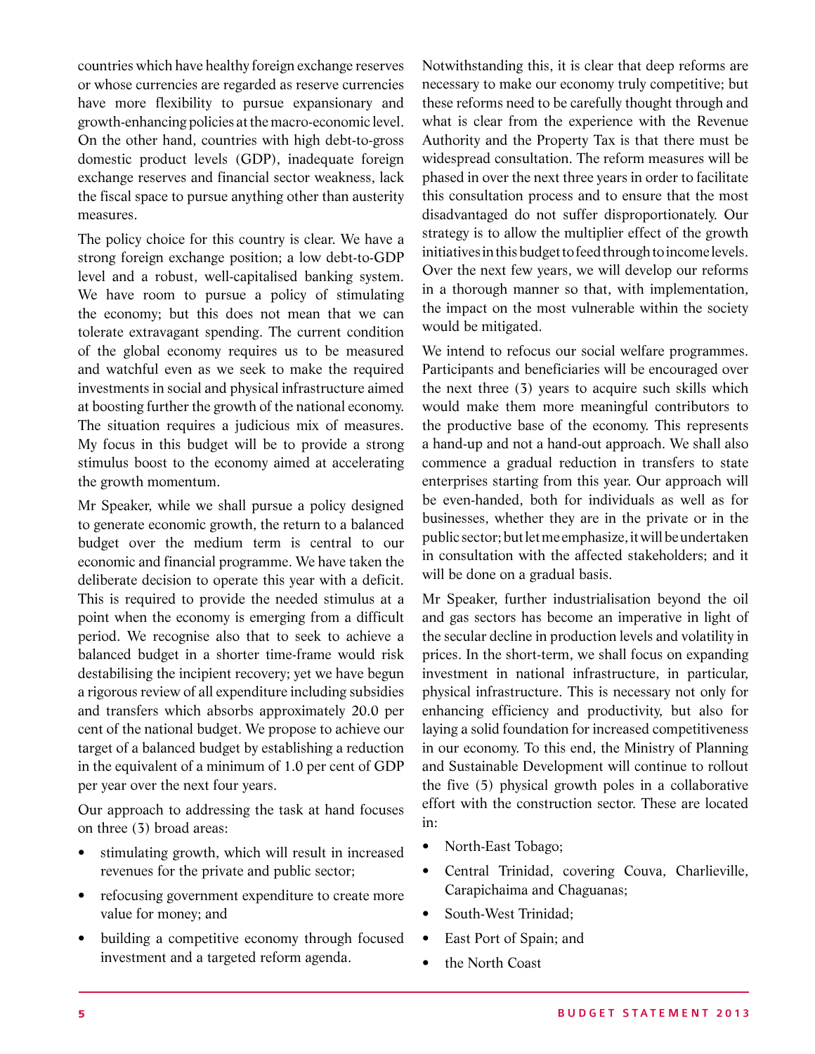countries which have healthy foreign exchange reserves or whose currencies are regarded as reserve currencies have more flexibility to pursue expansionary and growth-enhancing policies at the macro-economic level. On the other hand, countries with high debt-to-gross domestic product levels (GDP), inadequate foreign exchange reserves and financial sector weakness, lack the fiscal space to pursue anything other than austerity measures.

The policy choice for this country is clear. We have a strong foreign exchange position; a low debt-to-GDP level and a robust, well-capitalised banking system. We have room to pursue a policy of stimulating the economy; but this does not mean that we can tolerate extravagant spending. The current condition of the global economy requires us to be measured and watchful even as we seek to make the required investments in social and physical infrastructure aimed at boosting further the growth of the national economy. The situation requires a judicious mix of measures. My focus in this budget will be to provide a strong stimulus boost to the economy aimed at accelerating the growth momentum.

Mr Speaker, while we shall pursue a policy designed to generate economic growth, the return to a balanced budget over the medium term is central to our economic and financial programme. We have taken the deliberate decision to operate this year with a deficit. This is required to provide the needed stimulus at a point when the economy is emerging from a difficult period. We recognise also that to seek to achieve a balanced budget in a shorter time-frame would risk destabilising the incipient recovery; yet we have begun a rigorous review of all expenditure including subsidies and transfers which absorbs approximately 20.0 per cent of the national budget. We propose to achieve our target of a balanced budget by establishing a reduction in the equivalent of a minimum of 1.0 per cent of GDP per year over the next four years.

Our approach to addressing the task at hand focuses on three (3) broad areas:

- stimulating growth, which will result in increased revenues for the private and public sector;
- refocusing government expenditure to create more value for money; and
- building a competitive economy through focused investment and a targeted reform agenda.

Notwithstanding this, it is clear that deep reforms are necessary to make our economy truly competitive; but these reforms need to be carefully thought through and what is clear from the experience with the Revenue Authority and the Property Tax is that there must be widespread consultation. The reform measures will be phased in over the next three years in order to facilitate this consultation process and to ensure that the most disadvantaged do not suffer disproportionately. Our strategy is to allow the multiplier effect of the growth initiatives in this budget to feed through to income levels. Over the next few years, we will develop our reforms in a thorough manner so that, with implementation, the impact on the most vulnerable within the society would be mitigated.

We intend to refocus our social welfare programmes. Participants and beneficiaries will be encouraged over the next three (3) years to acquire such skills which would make them more meaningful contributors to the productive base of the economy. This represents a hand-up and not a hand-out approach. We shall also commence a gradual reduction in transfers to state enterprises starting from this year. Our approach will be even-handed, both for individuals as well as for businesses, whether they are in the private or in the public sector; but let me emphasize, it will be undertaken in consultation with the affected stakeholders; and it will be done on a gradual basis.

Mr Speaker, further industrialisation beyond the oil and gas sectors has become an imperative in light of the secular decline in production levels and volatility in prices. In the short-term, we shall focus on expanding investment in national infrastructure, in particular, physical infrastructure. This is necessary not only for enhancing efficiency and productivity, but also for laying a solid foundation for increased competitiveness in our economy. To this end, the Ministry of Planning and Sustainable Development will continue to rollout the five (5) physical growth poles in a collaborative effort with the construction sector. These are located in:

- North-East Tobago;
- Central Trinidad, covering Couva, Charlieville, Carapichaima and Chaguanas;
- South-West Trinidad;
- East Port of Spain; and
- the North Coast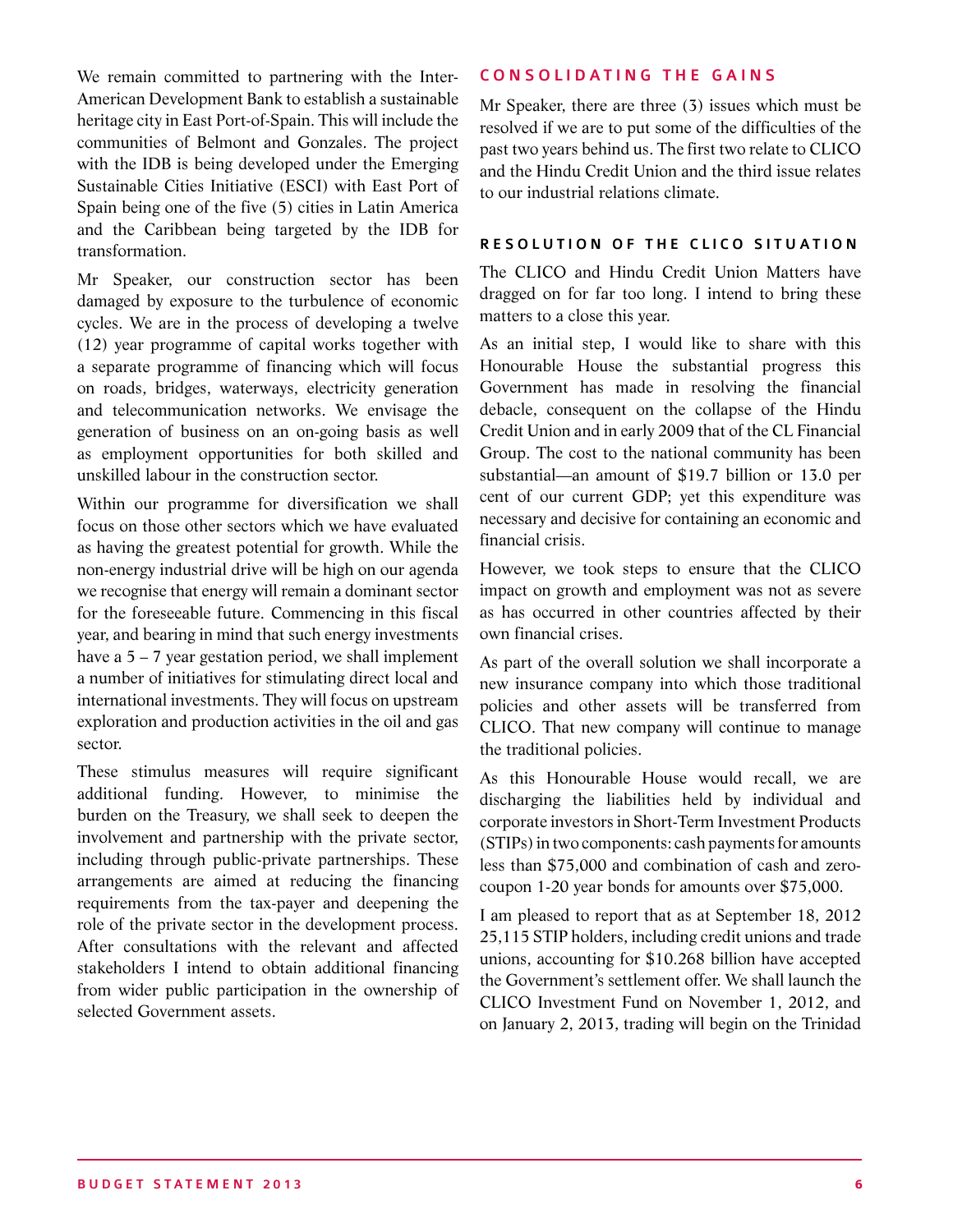We remain committed to partnering with the Inter-American Development Bank to establish a sustainable heritage city in East Port-of-Spain. This will include the communities of Belmont and Gonzales. The project with the IDB is being developed under the Emerging Sustainable Cities Initiative (ESCI) with East Port of Spain being one of the five (5) cities in Latin America and the Caribbean being targeted by the IDB for transformation.

Mr Speaker, our construction sector has been damaged by exposure to the turbulence of economic cycles. We are in the process of developing a twelve (12) year programme of capital works together with a separate programme of financing which will focus on roads, bridges, waterways, electricity generation and telecommunication networks. We envisage the generation of business on an on-going basis as well as employment opportunities for both skilled and unskilled labour in the construction sector.

Within our programme for diversification we shall focus on those other sectors which we have evaluated as having the greatest potential for growth. While the non-energy industrial drive will be high on our agenda we recognise that energy will remain a dominant sector for the foreseeable future. Commencing in this fiscal year, and bearing in mind that such energy investments have a 5 – 7 year gestation period, we shall implement a number of initiatives for stimulating direct local and international investments. They will focus on upstream exploration and production activities in the oil and gas sector.

These stimulus measures will require significant additional funding. However, to minimise the burden on the Treasury, we shall seek to deepen the involvement and partnership with the private sector, including through public-private partnerships. These arrangements are aimed at reducing the financing requirements from the tax-payer and deepening the role of the private sector in the development process. After consultations with the relevant and affected stakeholders I intend to obtain additional financing from wider public participation in the ownership of selected Government assets.

## CONSOLIDATING THE GAINS

Mr Speaker, there are three (3) issues which must be resolved if we are to put some of the difficulties of the past two years behind us. The first two relate to CLICO and the Hindu Credit Union and the third issue relates to our industrial relations climate.

### RESOLUTION OF THE CLICO SITUATION

The CLICO and Hindu Credit Union Matters have dragged on for far too long. I intend to bring these matters to a close this year.

As an initial step, I would like to share with this Honourable House the substantial progress this Government has made in resolving the financial debacle, consequent on the collapse of the Hindu Credit Union and in early 2009 that of the CL Financial Group. The cost to the national community has been substantial—an amount of $19.7 billion or 13.0 per cent of our current GDP; yet this expenditure was necessary and decisive for containing an economic and financial crisis.

However, we took steps to ensure that the CLICO impact on growth and employment was not as severe as has occurred in other countries affected by their own financial crises.

As part of the overall solution we shall incorporate a new insurance company into which those traditional policies and other assets will be transferred from CLICO. That new company will continue to manage the traditional policies.

As this Honourable House would recall, we are discharging the liabilities held by individual and corporate investors in Short-Term Investment Products (STIPs) in two components: cash payments for amounts less than $75,000 and combination of cash and zero-coupon 1-20 year bonds for amounts over $75,000.

I am pleased to report that as at September 18, 2012 25,115 STIP holders, including credit unions and trade unions, accounting for $10.268 billion have accepted the Government's settlement offer. We shall launch the CLICO Investment Fund on November 1, 2012, and on January 2, 2013, trading will begin on the Trinidad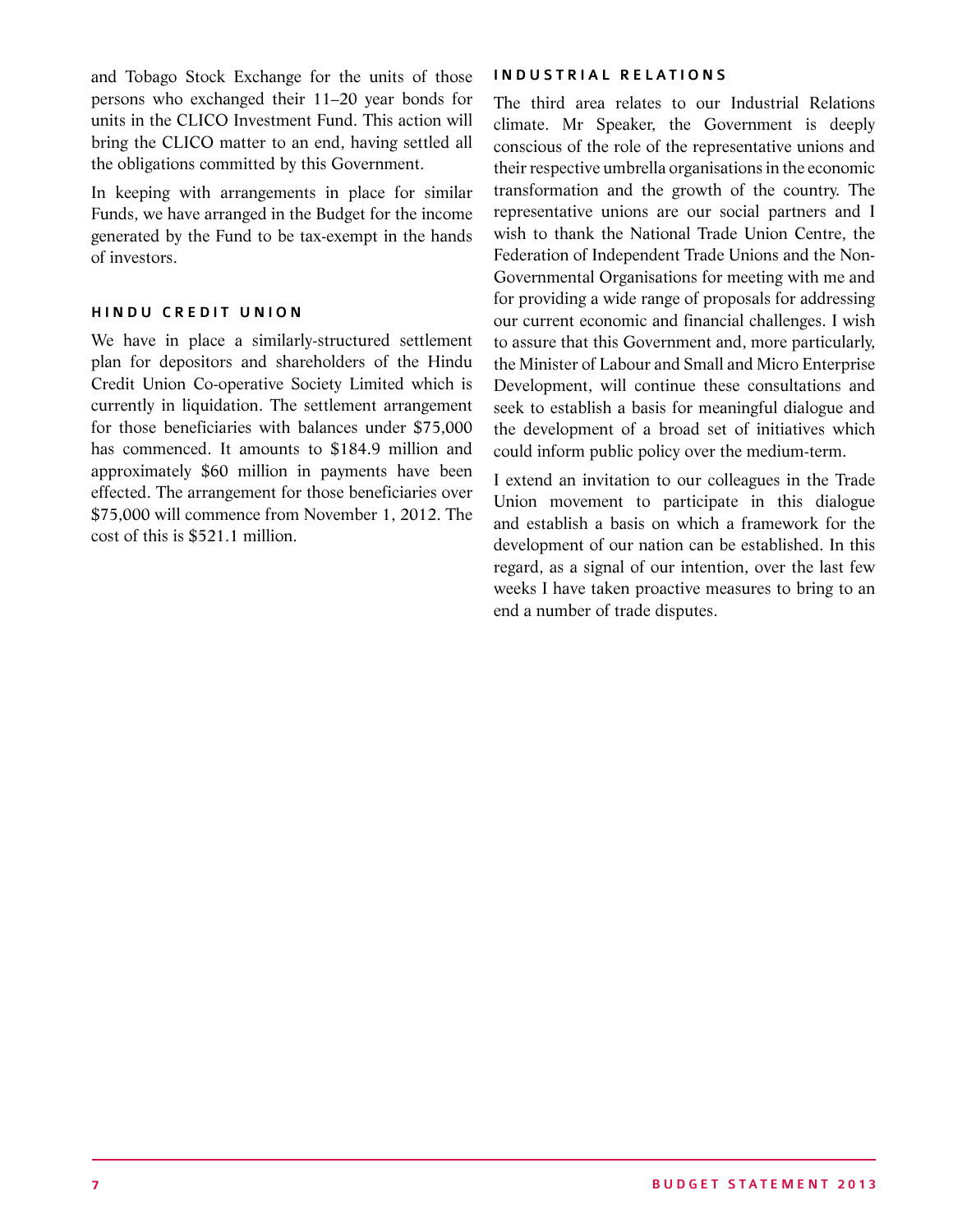and Tobago Stock Exchange for the units of those persons who exchanged their 11–20 year bonds for units in the CLICO Investment Fund. This action will bring the CLICO matter to an end, having settled all the obligations committed by this Government.

In keeping with arrangements in place for similar Funds, we have arranged in the Budget for the income generated by the Fund to be tax-exempt in the hands of investors.

### HINDU CREDIT UNION

We have in place a similarly-structured settlement plan for depositors and shareholders of the Hindu Credit Union Co-operative Society Limited which is currently in liquidation. The settlement arrangement for those beneficiaries with balances under $75,000 has commenced. It amounts to $184.9 million and approximately $60 million in payments have been effected. The arrangement for those beneficiaries over $75,000 will commence from November 1, 2012. The cost of this is $521.1 million.

### INDUSTRIAL RELATIONS

The third area relates to our Industrial Relations climate. Mr Speaker, the Government is deeply conscious of the role of the representative unions and their respective umbrella organisations in the economic transformation and the growth of the country. The representative unions are our social partners and I wish to thank the National Trade Union Centre, the Federation of Independent Trade Unions and the Non-Governmental Organisations for meeting with me and for providing a wide range of proposals for addressing our current economic and financial challenges. I wish to assure that this Government and, more particularly, the Minister of Labour and Small and Micro Enterprise Development, will continue these consultations and seek to establish a basis for meaningful dialogue and the development of a broad set of initiatives which could inform public policy over the medium-term.

I extend an invitation to our colleagues in the Trade Union movement to participate in this dialogue and establish a basis on which a framework for the development of our nation can be established. In this regard, as a signal of our intention, over the last few weeks I have taken proactive measures to bring to an end a number of trade disputes.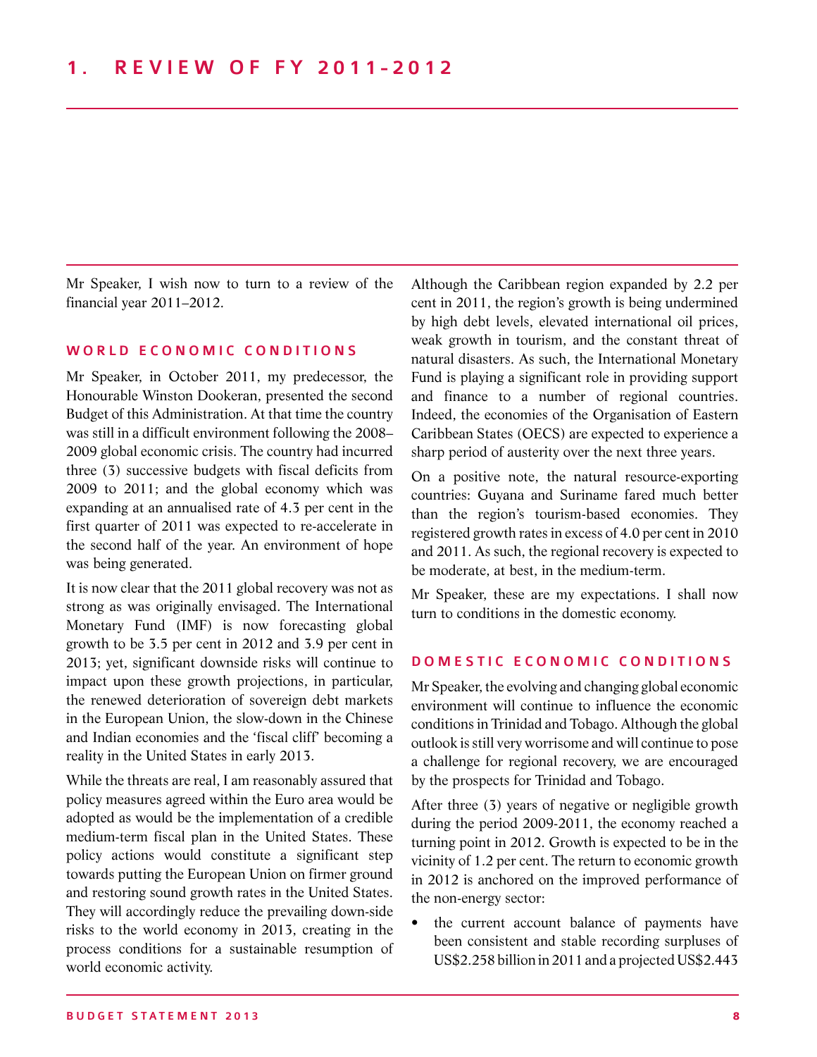# 1. REVIEW OF FY 2011-2012

Mr Speaker, I wish now to turn to a review of the financial year 2011–2012.

## WORLD ECONOMIC CONDITIONS

Mr Speaker, in October 2011, my predecessor, the Honourable Winston Dookeran, presented the second Budget of this Administration. At that time the country was still in a difficult environment following the 2008–2009 global economic crisis. The country had incurred three (3) successive budgets with fiscal deficits from 2009 to 2011; and the global economy which was expanding at an annualised rate of 4.3 per cent in the first quarter of 2011 was expected to re-accelerate in the second half of the year. An environment of hope was being generated.

It is now clear that the 2011 global recovery was not as strong as was originally envisaged. The International Monetary Fund (IMF) is now forecasting global growth to be 3.5 per cent in 2012 and 3.9 per cent in 2013; yet, significant downside risks will continue to impact upon these growth projections, in particular, the renewed deterioration of sovereign debt markets in the European Union, the slow-down in the Chinese and Indian economies and the 'fiscal cliff' becoming a reality in the United States in early 2013.

While the threats are real, I am reasonably assured that policy measures agreed within the Euro area would be adopted as would be the implementation of a credible medium-term fiscal plan in the United States. These policy actions would constitute a significant step towards putting the European Union on firmer ground and restoring sound growth rates in the United States. They will accordingly reduce the prevailing down-side risks to the world economy in 2013, creating in the process conditions for a sustainable resumption of world economic activity.

Although the Caribbean region expanded by 2.2 per cent in 2011, the region's growth is being undermined by high debt levels, elevated international oil prices, weak growth in tourism, and the constant threat of natural disasters. As such, the International Monetary Fund is playing a significant role in providing support and finance to a number of regional countries. Indeed, the economies of the Organisation of Eastern Caribbean States (OECS) are expected to experience a sharp period of austerity over the next three years.

On a positive note, the natural resource-exporting countries: Guyana and Suriname fared much better than the region's tourism-based economies. They registered growth rates in excess of 4.0 per cent in 2010 and 2011. As such, the regional recovery is expected to be moderate, at best, in the medium-term.

Mr Speaker, these are my expectations. I shall now turn to conditions in the domestic economy.

## DOMESTIC ECONOMIC CONDITIONS

Mr Speaker, the evolving and changing global economic environment will continue to influence the economic conditions in Trinidad and Tobago. Although the global outlook is still very worrisome and will continue to pose a challenge for regional recovery, we are encouraged by the prospects for Trinidad and Tobago.

After three (3) years of negative or negligible growth during the period 2009-2011, the economy reached a turning point in 2012. Growth is expected to be in the vicinity of 1.2 per cent. The return to economic growth in 2012 is anchored on the improved performance of the non-energy sector:

- the current account balance of payments have been consistent and stable recording surpluses of US$2.258 billion in 2011 and a projected US$2.443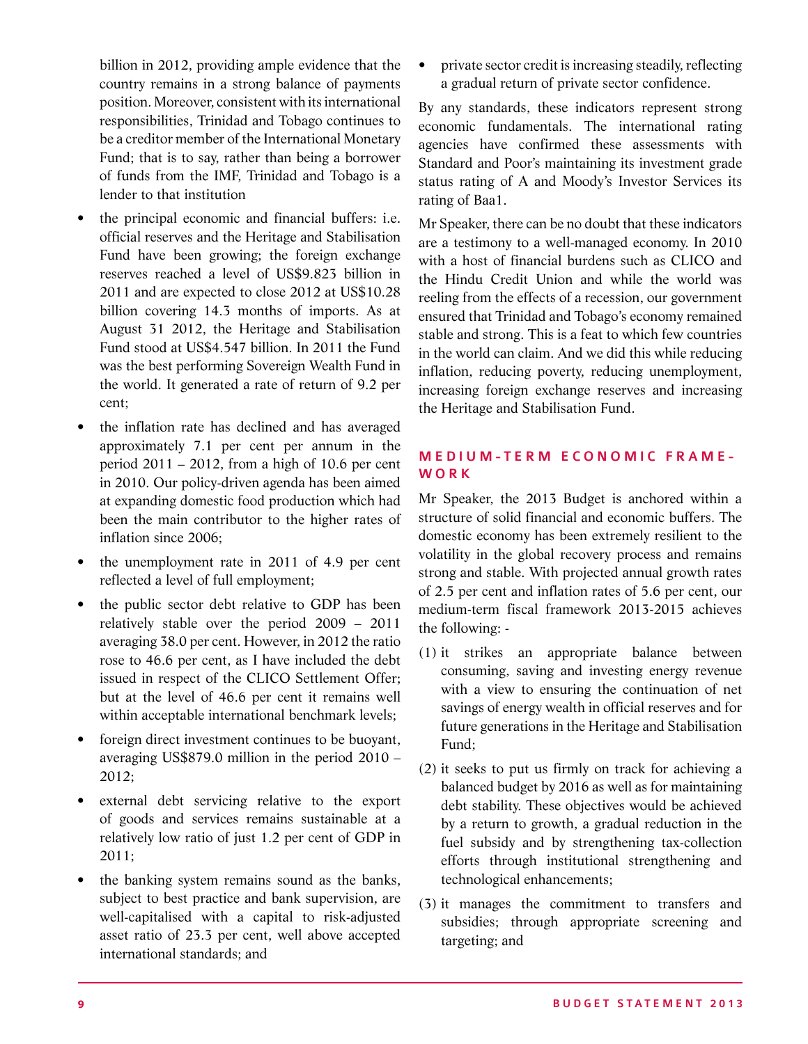billion in 2012, providing ample evidence that the country remains in a strong balance of payments position. Moreover, consistent with its international responsibilities, Trinidad and Tobago continues to be a creditor member of the International Monetary Fund; that is to say, rather than being a borrower of funds from the IMF, Trinidad and Tobago is a lender to that institution

- the principal economic and financial buffers: i.e. official reserves and the Heritage and Stabilisation Fund have been growing; the foreign exchange reserves reached a level of US$9.823 billion in 2011 and are expected to close 2012 at US$10.28 billion covering 14.3 months of imports. As at August 31 2012, the Heritage and Stabilisation Fund stood at US$4.547 billion. In 2011 the Fund was the best performing Sovereign Wealth Fund in the world. It generated a rate of return of 9.2 per cent;
- the inflation rate has declined and has averaged approximately 7.1 per cent per annum in the period 2011 – 2012, from a high of 10.6 per cent in 2010. Our policy-driven agenda has been aimed at expanding domestic food production which had been the main contributor to the higher rates of inflation since 2006;
- the unemployment rate in 2011 of 4.9 per cent reflected a level of full employment;
- the public sector debt relative to GDP has been relatively stable over the period 2009 – 2011 averaging 38.0 per cent. However, in 2012 the ratio rose to 46.6 per cent, as I have included the debt issued in respect of the CLICO Settlement Offer; but at the level of 46.6 per cent it remains well within acceptable international benchmark levels;
- foreign direct investment continues to be buoyant, averaging US$879.0 million in the period 2010 – 2012;
- external debt servicing relative to the export of goods and services remains sustainable at a relatively low ratio of just 1.2 per cent of GDP in 2011;
- the banking system remains sound as the banks, subject to best practice and bank supervision, are well-capitalised with a capital to risk-adjusted asset ratio of 23.3 per cent, well above accepted international standards; and
- private sector credit is increasing steadily, reflecting a gradual return of private sector confidence.

By any standards, these indicators represent strong economic fundamentals. The international rating agencies have confirmed these assessments with Standard and Poor's maintaining its investment grade status rating of A and Moody's Investor Services its rating of Baa1.

Mr Speaker, there can be no doubt that these indicators are a testimony to a well-managed economy. In 2010 with a host of financial burdens such as CLICO and the Hindu Credit Union and while the world was reeling from the effects of a recession, our government ensured that Trinidad and Tobago's economy remained stable and strong. This is a feat to which few countries in the world can claim. And we did this while reducing inflation, reducing poverty, reducing unemployment, increasing foreign exchange reserves and increasing the Heritage and Stabilisation Fund.

## MEDIUM-TERM ECONOMIC FRAMEWORK

Mr Speaker, the 2013 Budget is anchored within a structure of solid financial and economic buffers. The domestic economy has been extremely resilient to the volatility in the global recovery process and remains strong and stable. With projected annual growth rates of 2.5 per cent and inflation rates of 5.6 per cent, our medium-term fiscal framework 2013-2015 achieves the following: -

(1) it strikes an appropriate balance between consuming, saving and investing energy revenue with a view to ensuring the continuation of net savings of energy wealth in official reserves and for future generations in the Heritage and Stabilisation Fund;

(2) it seeks to put us firmly on track for achieving a balanced budget by 2016 as well as for maintaining debt stability. These objectives would be achieved by a return to growth, a gradual reduction in the fuel subsidy and by strengthening tax-collection efforts through institutional strengthening and technological enhancements;

(3) it manages the commitment to transfers and subsidies; through appropriate screening and targeting; and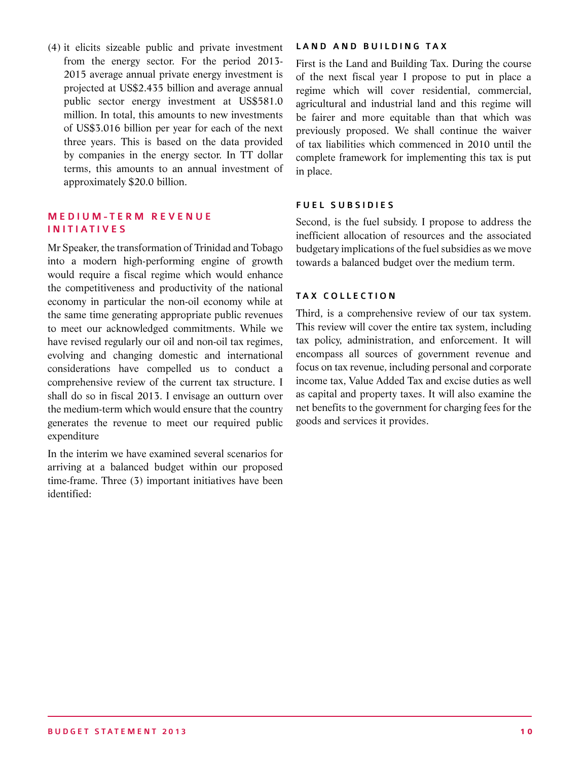(4) it elicits sizeable public and private investment from the energy sector. For the period 2013-2015 average annual private energy investment is projected at US$2.435 billion and average annual public sector energy investment at US$581.0 million. In total, this amounts to new investments of US$3.016 billion per year for each of the next three years. This is based on the data provided by companies in the energy sector. In TT dollar terms, this amounts to an annual investment of approximately $20.0 billion.

## MEDIUM-TERM REVENUE INITIATIVES

Mr Speaker, the transformation of Trinidad and Tobago into a modern high-performing engine of growth would require a fiscal regime which would enhance the competitiveness and productivity of the national economy in particular the non-oil economy while at the same time generating appropriate public revenues to meet our acknowledged commitments. While we have revised regularly our oil and non-oil tax regimes, evolving and changing domestic and international considerations have compelled us to conduct a comprehensive review of the current tax structure. I shall do so in fiscal 2013. I envisage an outturn over the medium-term which would ensure that the country generates the revenue to meet our required public expenditure

In the interim we have examined several scenarios for arriving at a balanced budget within our proposed time-frame. Three (3) important initiatives have been identified:

### LAND AND BUILDING TAX

First is the Land and Building Tax. During the course of the next fiscal year I propose to put in place a regime which will cover residential, commercial, agricultural and industrial land and this regime will be fairer and more equitable than that which was previously proposed. We shall continue the waiver of tax liabilities which commenced in 2010 until the complete framework for implementing this tax is put in place.

### FUEL SUBSIDIES

Second, is the fuel subsidy. I propose to address the inefficient allocation of resources and the associated budgetary implications of the fuel subsidies as we move towards a balanced budget over the medium term.

### TAX COLLECTION

Third, is a comprehensive review of our tax system. This review will cover the entire tax system, including tax policy, administration, and enforcement. It will encompass all sources of government revenue and focus on tax revenue, including personal and corporate income tax, Value Added Tax and excise duties as well as capital and property taxes. It will also examine the net benefits to the government for charging fees for the goods and services it provides.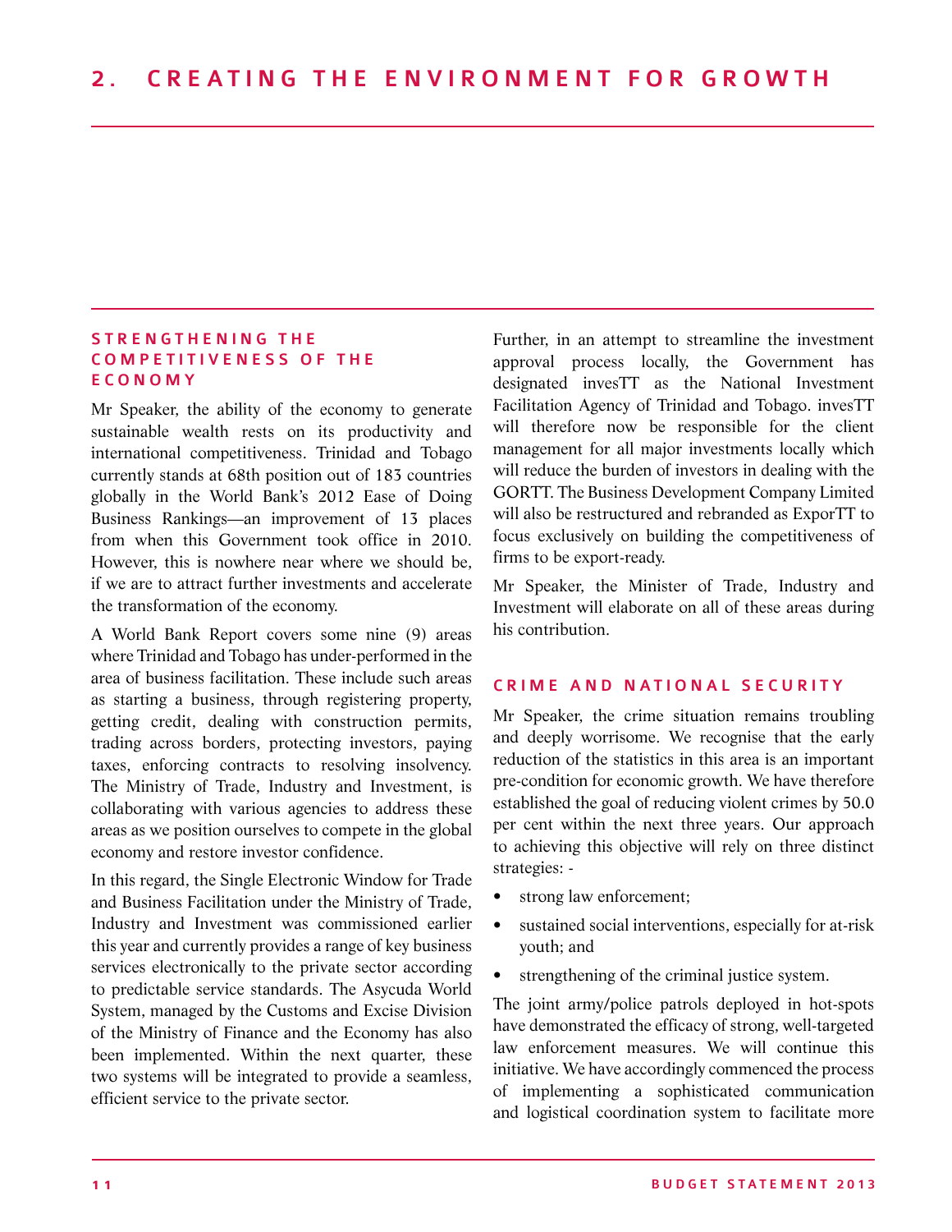# 2. CREATING THE ENVIRONMENT FOR GROWTH

## STRENGTHENING THE COMPETITIVENESS OF THE ECONOMY

Mr Speaker, the ability of the economy to generate sustainable wealth rests on its productivity and international competitiveness. Trinidad and Tobago currently stands at 68th position out of 183 countries globally in the World Bank's 2012 Ease of Doing Business Rankings—an improvement of 13 places from when this Government took office in 2010. However, this is nowhere near where we should be, if we are to attract further investments and accelerate the transformation of the economy.

A World Bank Report covers some nine (9) areas where Trinidad and Tobago has under-performed in the area of business facilitation. These include such areas as starting a business, through registering property, getting credit, dealing with construction permits, trading across borders, protecting investors, paying taxes, enforcing contracts to resolving insolvency. The Ministry of Trade, Industry and Investment, is collaborating with various agencies to address these areas as we position ourselves to compete in the global economy and restore investor confidence.

In this regard, the Single Electronic Window for Trade and Business Facilitation under the Ministry of Trade, Industry and Investment was commissioned earlier this year and currently provides a range of key business services electronically to the private sector according to predictable service standards. The Asycuda World System, managed by the Customs and Excise Division of the Ministry of Finance and the Economy has also been implemented. Within the next quarter, these two systems will be integrated to provide a seamless, efficient service to the private sector.

Further, in an attempt to streamline the investment approval process locally, the Government has designated invesTT as the National Investment Facilitation Agency of Trinidad and Tobago. invesTT will therefore now be responsible for the client management for all major investments locally which will reduce the burden of investors in dealing with the GORTT. The Business Development Company Limited will also be restructured and rebranded as ExporTT to focus exclusively on building the competitiveness of firms to be export-ready.

Mr Speaker, the Minister of Trade, Industry and Investment will elaborate on all of these areas during his contribution.

## CRIME AND NATIONAL SECURITY

Mr Speaker, the crime situation remains troubling and deeply worrisome. We recognise that the early reduction of the statistics in this area is an important pre-condition for economic growth. We have therefore established the goal of reducing violent crimes by 50.0 per cent within the next three years. Our approach to achieving this objective will rely on three distinct strategies: -

- strong law enforcement;
- sustained social interventions, especially for at-risk youth; and
- strengthening of the criminal justice system.

The joint army/police patrols deployed in hot-spots have demonstrated the efficacy of strong, well-targeted law enforcement measures. We will continue this initiative. We have accordingly commenced the process of implementing a sophisticated communication and logistical coordination system to facilitate more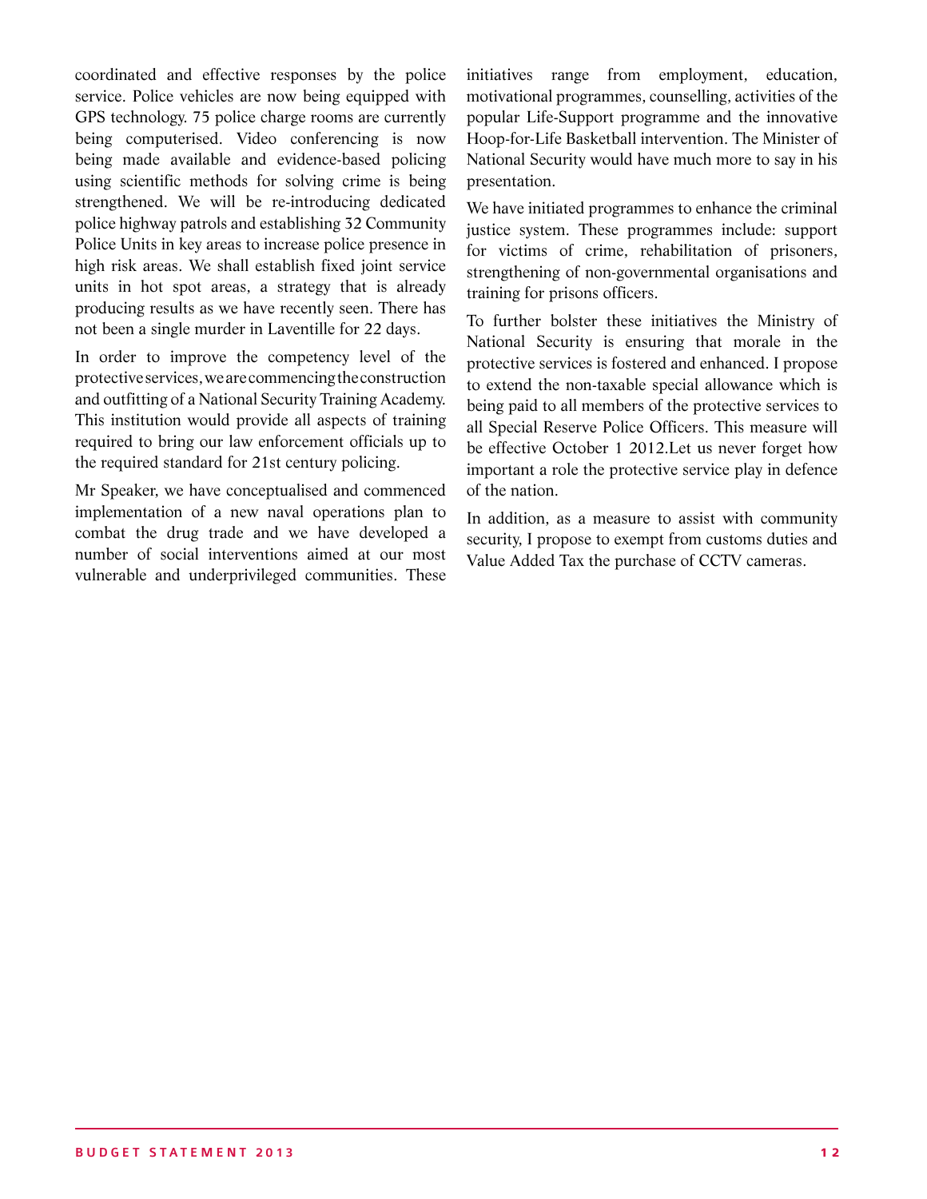coordinated and effective responses by the police service. Police vehicles are now being equipped with GPS technology. 75 police charge rooms are currently being computerised. Video conferencing is now being made available and evidence-based policing using scientific methods for solving crime is being strengthened. We will be re-introducing dedicated police highway patrols and establishing 32 Community Police Units in key areas to increase police presence in high risk areas. We shall establish fixed joint service units in hot spot areas, a strategy that is already producing results as we have recently seen. There has not been a single murder in Laventille for 22 days.

In order to improve the competency level of the protective services, we are commencing the construction and outfitting of a National Security Training Academy. This institution would provide all aspects of training required to bring our law enforcement officials up to the required standard for 21st century policing.

Mr Speaker, we have conceptualised and commenced implementation of a new naval operations plan to combat the drug trade and we have developed a number of social interventions aimed at our most vulnerable and underprivileged communities. These initiatives range from employment, education, motivational programmes, counselling, activities of the popular Life-Support programme and the innovative Hoop-for-Life Basketball intervention. The Minister of National Security would have much more to say in his presentation.

We have initiated programmes to enhance the criminal justice system. These programmes include: support for victims of crime, rehabilitation of prisoners, strengthening of non-governmental organisations and training for prisons officers.

To further bolster these initiatives the Ministry of National Security is ensuring that morale in the protective services is fostered and enhanced. I propose to extend the non-taxable special allowance which is being paid to all members of the protective services to all Special Reserve Police Officers. This measure will be effective October 1 2012.Let us never forget how important a role the protective service play in defence of the nation.

In addition, as a measure to assist with community security, I propose to exempt from customs duties and Value Added Tax the purchase of CCTV cameras.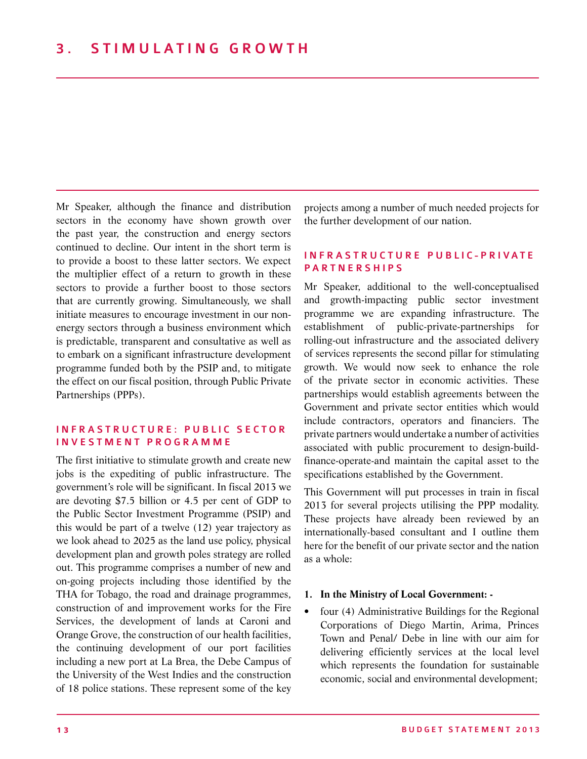# 3. STIMULATING GROWTH

Mr Speaker, although the finance and distribution sectors in the economy have shown growth over the past year, the construction and energy sectors continued to decline. Our intent in the short term is to provide a boost to these latter sectors. We expect the multiplier effect of a return to growth in these sectors to provide a further boost to those sectors that are currently growing. Simultaneously, we shall initiate measures to encourage investment in our non-energy sectors through a business environment which is predictable, transparent and consultative as well as to embark on a significant infrastructure development programme funded both by the PSIP and, to mitigate the effect on our fiscal position, through Public Private Partnerships (PPPs).

## INFRASTRUCTURE: PUBLIC SECTOR INVESTMENT PROGRAMME

The first initiative to stimulate growth and create new jobs is the expediting of public infrastructure. The government's role will be significant. In fiscal 2013 we are devoting $7.5 billion or 4.5 per cent of GDP to the Public Sector Investment Programme (PSIP) and this would be part of a twelve (12) year trajectory as we look ahead to 2025 as the land use policy, physical development plan and growth poles strategy are rolled out. This programme comprises a number of new and on-going projects including those identified by the THA for Tobago, the road and drainage programmes, construction of and improvement works for the Fire Services, the development of lands at Caroni and Orange Grove, the construction of our health facilities, the continuing development of our port facilities including a new port at La Brea, the Debe Campus of the University of the West Indies and the construction of 18 police stations. These represent some of the key projects among a number of much needed projects for the further development of our nation.

## INFRASTRUCTURE PUBLIC-PRIVATE PARTNERSHIPS

Mr Speaker, additional to the well-conceptualised and growth-impacting public sector investment programme we are expanding infrastructure. The establishment of public-private-partnerships for rolling-out infrastructure and the associated delivery of services represents the second pillar for stimulating growth. We would now seek to enhance the role of the private sector in economic activities. These partnerships would establish agreements between the Government and private sector entities which would include contractors, operators and financiers. The private partners would undertake a number of activities associated with public procurement to design-build-finance-operate-and maintain the capital asset to the specifications established by the Government.

This Government will put processes in train in fiscal 2013 for several projects utilising the PPP modality. These projects have already been reviewed by an internationally-based consultant and I outline them here for the benefit of our private sector and the nation as a whole:

1. **In the Ministry of Local Government: -**

- four (4) Administrative Buildings for the Regional Corporations of Diego Martin, Arima, Princes Town and Penal/ Debe in line with our aim for delivering efficiently services at the local level which represents the foundation for sustainable economic, social and environmental development;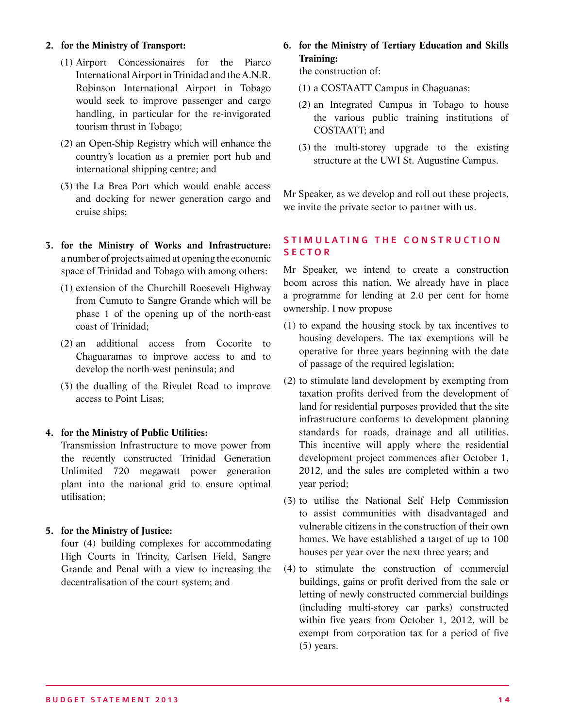2. **for the Ministry of Transport:**

   (1) Airport Concessionaires for the Piarco International Airport in Trinidad and the A.N.R. Robinson International Airport in Tobago would seek to improve passenger and cargo handling, in particular for the re-invigorated tourism thrust in Tobago;

   (2) an Open-Ship Registry which will enhance the country's location as a premier port hub and international shipping centre; and

   (3) the La Brea Port which would enable access and docking for newer generation cargo and cruise ships;

3. **for the Ministry of Works and Infrastructure:** a number of projects aimed at opening the economic space of Trinidad and Tobago with among others:

   (1) extension of the Churchill Roosevelt Highway from Cumuto to Sangre Grande which will be phase 1 of the opening up of the north-east coast of Trinidad;

   (2) an additional access from Cocorite to Chaguaramas to improve access to and to develop the north-west peninsula; and

   (3) the dualling of the Rivulet Road to improve access to Point Lisas;

4. **for the Ministry of Public Utilities:**
   Transmission Infrastructure to move power from the recently constructed Trinidad Generation Unlimited 720 megawatt power generation plant into the national grid to ensure optimal utilisation;

5. **for the Ministry of Justice:**
   four (4) building complexes for accommodating High Courts in Trincity, Carlsen Field, Sangre Grande and Penal with a view to increasing the decentralisation of the court system; and

6. **for the Ministry of Tertiary Education and Skills Training:**
   the construction of:

   (1) a COSTAATT Campus in Chaguanas;

   (2) an Integrated Campus in Tobago to house the various public training institutions of COSTAATT; and

   (3) the multi-storey upgrade to the existing structure at the UWI St. Augustine Campus.

Mr Speaker, as we develop and roll out these projects, we invite the private sector to partner with us.

## STIMULATING THE CONSTRUCTION SECTOR

Mr Speaker, we intend to create a construction boom across this nation. We already have in place a programme for lending at 2.0 per cent for home ownership. I now propose

(1) to expand the housing stock by tax incentives to housing developers. The tax exemptions will be operative for three years beginning with the date of passage of the required legislation;

(2) to stimulate land development by exempting from taxation profits derived from the development of land for residential purposes provided that the site infrastructure conforms to development planning standards for roads, drainage and all utilities. This incentive will apply where the residential development project commences after October 1, 2012, and the sales are completed within a two year period;

(3) to utilise the National Self Help Commission to assist communities with disadvantaged and vulnerable citizens in the construction of their own homes. We have established a target of up to 100 houses per year over the next three years; and

(4) to stimulate the construction of commercial buildings, gains or profit derived from the sale or letting of newly constructed commercial buildings (including multi-storey car parks) constructed within five years from October 1, 2012, will be exempt from corporation tax for a period of five (5) years.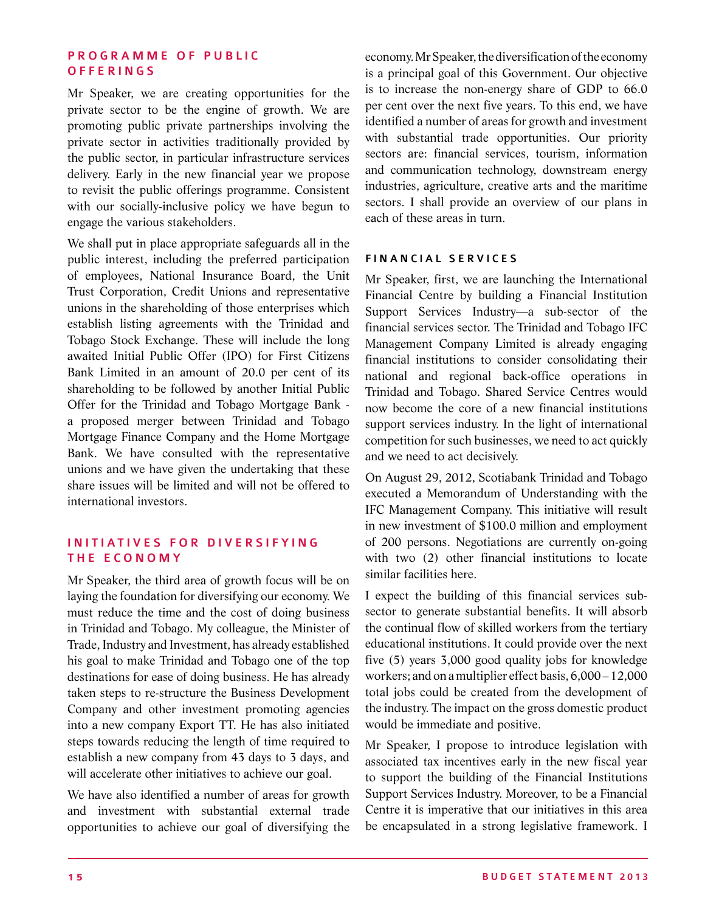## PROGRAMME OF PUBLIC OFFERINGS

Mr Speaker, we are creating opportunities for the private sector to be the engine of growth. We are promoting public private partnerships involving the private sector in activities traditionally provided by the public sector, in particular infrastructure services delivery. Early in the new financial year we propose to revisit the public offerings programme. Consistent with our socially-inclusive policy we have begun to engage the various stakeholders.

We shall put in place appropriate safeguards all in the public interest, including the preferred participation of employees, National Insurance Board, the Unit Trust Corporation, Credit Unions and representative unions in the shareholding of those enterprises which establish listing agreements with the Trinidad and Tobago Stock Exchange. These will include the long awaited Initial Public Offer (IPO) for First Citizens Bank Limited in an amount of 20.0 per cent of its shareholding to be followed by another Initial Public Offer for the Trinidad and Tobago Mortgage Bank - a proposed merger between Trinidad and Tobago Mortgage Finance Company and the Home Mortgage Bank. We have consulted with the representative unions and we have given the undertaking that these share issues will be limited and will not be offered to international investors.

## INITIATIVES FOR DIVERSIFYING THE ECONOMY

Mr Speaker, the third area of growth focus will be on laying the foundation for diversifying our economy. We must reduce the time and the cost of doing business in Trinidad and Tobago. My colleague, the Minister of Trade, Industry and Investment, has already established his goal to make Trinidad and Tobago one of the top destinations for ease of doing business. He has already taken steps to re-structure the Business Development Company and other investment promoting agencies into a new company Export TT. He has also initiated steps towards reducing the length of time required to establish a new company from 43 days to 3 days, and will accelerate other initiatives to achieve our goal.

We have also identified a number of areas for growth and investment with substantial external trade opportunities to achieve our goal of diversifying the economy. Mr Speaker, the diversification of the economy is a principal goal of this Government. Our objective is to increase the non-energy share of GDP to 66.0 per cent over the next five years. To this end, we have identified a number of areas for growth and investment with substantial trade opportunities. Our priority sectors are: financial services, tourism, information and communication technology, downstream energy industries, agriculture, creative arts and the maritime sectors. I shall provide an overview of our plans in each of these areas in turn.

## FINANCIAL SERVICES

Mr Speaker, first, we are launching the International Financial Centre by building a Financial Institution Support Services Industry—a sub-sector of the financial services sector. The Trinidad and Tobago IFC Management Company Limited is already engaging financial institutions to consider consolidating their national and regional back-office operations in Trinidad and Tobago. Shared Service Centres would now become the core of a new financial institutions support services industry. In the light of international competition for such businesses, we need to act quickly and we need to act decisively.

On August 29, 2012, Scotiabank Trinidad and Tobago executed a Memorandum of Understanding with the IFC Management Company. This initiative will result in new investment of $100.0 million and employment of 200 persons. Negotiations are currently on-going with two (2) other financial institutions to locate similar facilities here.

I expect the building of this financial services sub-sector to generate substantial benefits. It will absorb the continual flow of skilled workers from the tertiary educational institutions. It could provide over the next five (5) years 3,000 good quality jobs for knowledge workers; and on a multiplier effect basis, 6,000 – 12,000 total jobs could be created from the development of the industry. The impact on the gross domestic product would be immediate and positive.

Mr Speaker, I propose to introduce legislation with associated tax incentives early in the new fiscal year to support the building of the Financial Institutions Support Services Industry. Moreover, to be a Financial Centre it is imperative that our initiatives in this area be encapsulated in a strong legislative framework. I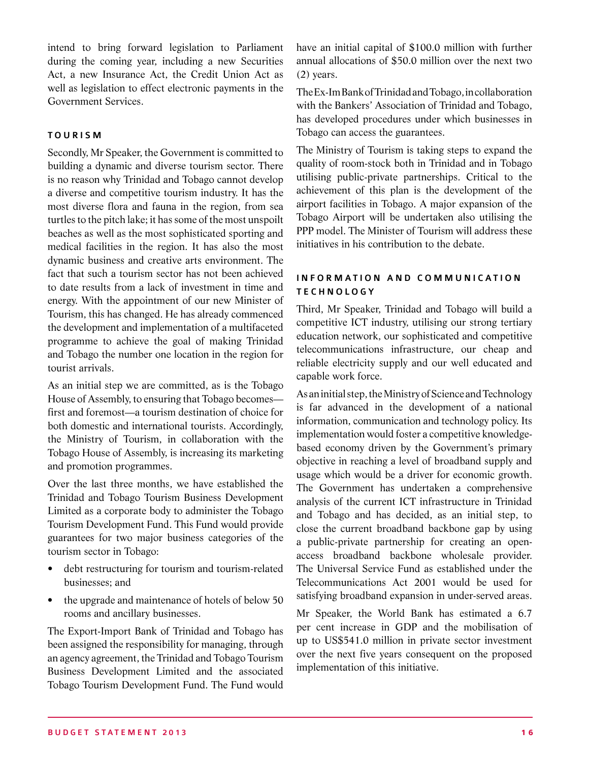intend to bring forward legislation to Parliament during the coming year, including a new Securities Act, a new Insurance Act, the Credit Union Act as well as legislation to effect electronic payments in the Government Services.

## TOURISM

Secondly, Mr Speaker, the Government is committed to building a dynamic and diverse tourism sector. There is no reason why Trinidad and Tobago cannot develop a diverse and competitive tourism industry. It has the most diverse flora and fauna in the region, from sea turtles to the pitch lake; it has some of the most unspoilt beaches as well as the most sophisticated sporting and medical facilities in the region. It has also the most dynamic business and creative arts environment. The fact that such a tourism sector has not been achieved to date results from a lack of investment in time and energy. With the appointment of our new Minister of Tourism, this has changed. He has already commenced the development and implementation of a multifaceted programme to achieve the goal of making Trinidad and Tobago the number one location in the region for tourist arrivals.

As an initial step we are committed, as is the Tobago House of Assembly, to ensuring that Tobago becomes—first and foremost—a tourism destination of choice for both domestic and international tourists. Accordingly, the Ministry of Tourism, in collaboration with the Tobago House of Assembly, is increasing its marketing and promotion programmes.

Over the last three months, we have established the Trinidad and Tobago Tourism Business Development Limited as a corporate body to administer the Tobago Tourism Development Fund. This Fund would provide guarantees for two major business categories of the tourism sector in Tobago:

- debt restructuring for tourism and tourism-related businesses; and
- the upgrade and maintenance of hotels of below 50 rooms and ancillary businesses.

The Export-Import Bank of Trinidad and Tobago has been assigned the responsibility for managing, through an agency agreement, the Trinidad and Tobago Tourism Business Development Limited and the associated Tobago Tourism Development Fund. The Fund would have an initial capital of $100.0 million with further annual allocations of $50.0 million over the next two (2) years.

The Ex-Im Bank of Trinidad and Tobago, in collaboration with the Bankers' Association of Trinidad and Tobago, has developed procedures under which businesses in Tobago can access the guarantees.

The Ministry of Tourism is taking steps to expand the quality of room-stock both in Trinidad and in Tobago utilising public-private partnerships. Critical to the achievement of this plan is the development of the airport facilities in Tobago. A major expansion of the Tobago Airport will be undertaken also utilising the PPP model. The Minister of Tourism will address these initiatives in his contribution to the debate.

## INFORMATION AND COMMUNICATION TECHNOLOGY

Third, Mr Speaker, Trinidad and Tobago will build a competitive ICT industry, utilising our strong tertiary education network, our sophisticated and competitive telecommunications infrastructure, our cheap and reliable electricity supply and our well educated and capable work force.

As an initial step, the Ministry of Science and Technology is far advanced in the development of a national information, communication and technology policy. Its implementation would foster a competitive knowledge-based economy driven by the Government's primary objective in reaching a level of broadband supply and usage which would be a driver for economic growth. The Government has undertaken a comprehensive analysis of the current ICT infrastructure in Trinidad and Tobago and has decided, as an initial step, to close the current broadband backbone gap by using a public-private partnership for creating an open-access broadband backbone wholesale provider. The Universal Service Fund as established under the Telecommunications Act 2001 would be used for satisfying broadband expansion in under-served areas.

Mr Speaker, the World Bank has estimated a 6.7 per cent increase in GDP and the mobilisation of up to US$541.0 million in private sector investment over the next five years consequent on the proposed implementation of this initiative.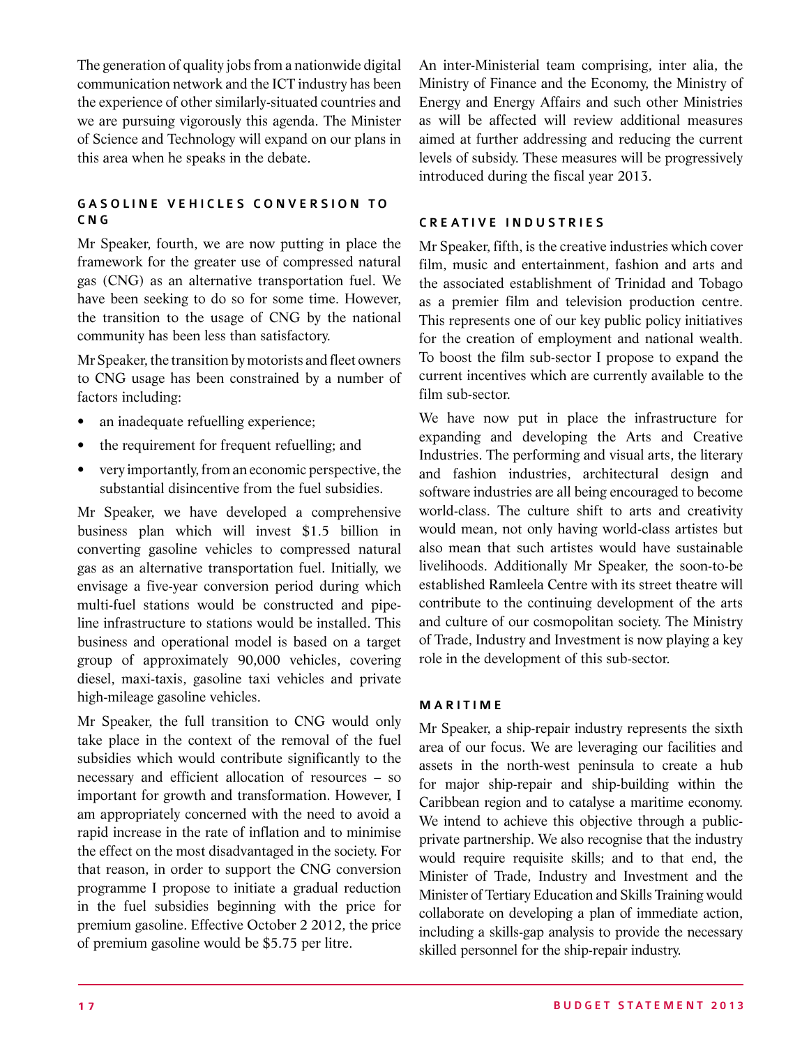The generation of quality jobs from a nationwide digital communication network and the ICT industry has been the experience of other similarly-situated countries and we are pursuing vigorously this agenda. The Minister of Science and Technology will expand on our plans in this area when he speaks in the debate.

### GASOLINE VEHICLES CONVERSION TO CNG

Mr Speaker, fourth, we are now putting in place the framework for the greater use of compressed natural gas (CNG) as an alternative transportation fuel. We have been seeking to do so for some time. However, the transition to the usage of CNG by the national community has been less than satisfactory.

Mr Speaker, the transition by motorists and fleet owners to CNG usage has been constrained by a number of factors including:

- an inadequate refuelling experience;
- the requirement for frequent refuelling; and
- very importantly, from an economic perspective, the substantial disincentive from the fuel subsidies.

Mr Speaker, we have developed a comprehensive business plan which will invest $1.5 billion in converting gasoline vehicles to compressed natural gas as an alternative transportation fuel. Initially, we envisage a five-year conversion period during which multi-fuel stations would be constructed and pipeline infrastructure to stations would be installed. This business and operational model is based on a target group of approximately 90,000 vehicles, covering diesel, maxi-taxis, gasoline taxi vehicles and private high-mileage gasoline vehicles.

Mr Speaker, the full transition to CNG would only take place in the context of the removal of the fuel subsidies which would contribute significantly to the necessary and efficient allocation of resources – so important for growth and transformation. However, I am appropriately concerned with the need to avoid a rapid increase in the rate of inflation and to minimise the effect on the most disadvantaged in the society. For that reason, in order to support the CNG conversion programme I propose to initiate a gradual reduction in the fuel subsidies beginning with the price for premium gasoline. Effective October 2 2012, the price of premium gasoline would be $5.75 per litre.

An inter-Ministerial team comprising, inter alia, the Ministry of Finance and the Economy, the Ministry of Energy and Energy Affairs and such other Ministries as will be affected will review additional measures aimed at further addressing and reducing the current levels of subsidy. These measures will be progressively introduced during the fiscal year 2013.

### CREATIVE INDUSTRIES

Mr Speaker, fifth, is the creative industries which cover film, music and entertainment, fashion and arts and the associated establishment of Trinidad and Tobago as a premier film and television production centre. This represents one of our key public policy initiatives for the creation of employment and national wealth. To boost the film sub-sector I propose to expand the current incentives which are currently available to the film sub-sector.

We have now put in place the infrastructure for expanding and developing the Arts and Creative Industries. The performing and visual arts, the literary and fashion industries, architectural design and software industries are all being encouraged to become world-class. The culture shift to arts and creativity would mean, not only having world-class artistes but also mean that such artistes would have sustainable livelihoods. Additionally Mr Speaker, the soon-to-be established Ramleela Centre with its street theatre will contribute to the continuing development of the arts and culture of our cosmopolitan society. The Ministry of Trade, Industry and Investment is now playing a key role in the development of this sub-sector.

### MARITIME

Mr Speaker, a ship-repair industry represents the sixth area of our focus. We are leveraging our facilities and assets in the north-west peninsula to create a hub for major ship-repair and ship-building within the Caribbean region and to catalyse a maritime economy. We intend to achieve this objective through a public-private partnership. We also recognise that the industry would require requisite skills; and to that end, the Minister of Trade, Industry and Investment and the Minister of Tertiary Education and Skills Training would collaborate on developing a plan of immediate action, including a skills-gap analysis to provide the necessary skilled personnel for the ship-repair industry.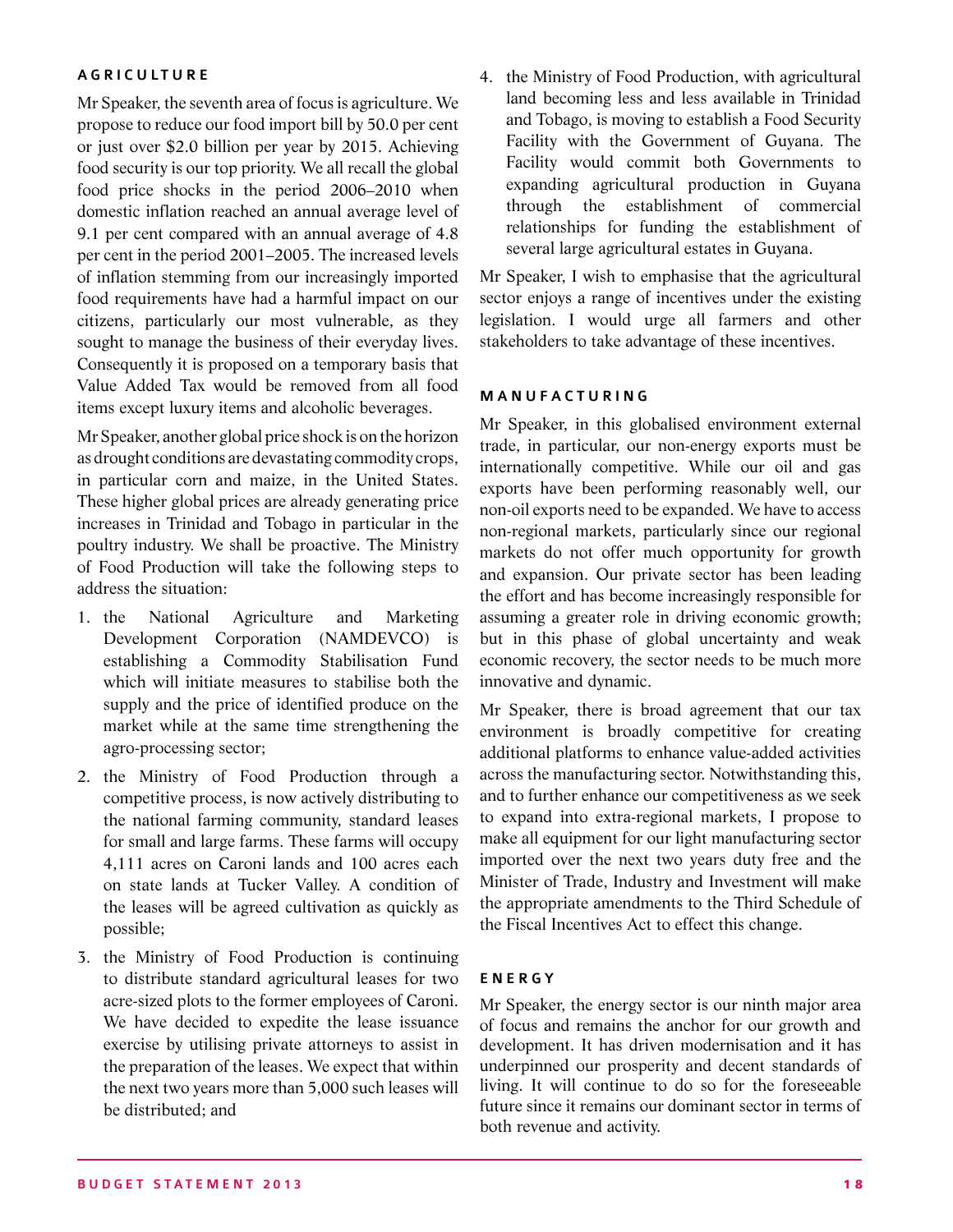## AGRICULTURE

Mr Speaker, the seventh area of focus is agriculture. We propose to reduce our food import bill by 50.0 per cent or just over $2.0 billion per year by 2015. Achieving food security is our top priority. We all recall the global food price shocks in the period 2006–2010 when domestic inflation reached an annual average level of 9.1 per cent compared with an annual average of 4.8 per cent in the period 2001–2005. The increased levels of inflation stemming from our increasingly imported food requirements have had a harmful impact on our citizens, particularly our most vulnerable, as they sought to manage the business of their everyday lives. Consequently it is proposed on a temporary basis that Value Added Tax would be removed from all food items except luxury items and alcoholic beverages.

Mr Speaker, another global price shock is on the horizon as drought conditions are devastating commodity crops, in particular corn and maize, in the United States. These higher global prices are already generating price increases in Trinidad and Tobago in particular in the poultry industry. We shall be proactive. The Ministry of Food Production will take the following steps to address the situation:

1. the National Agriculture and Marketing Development Corporation (NAMDEVCO) is establishing a Commodity Stabilisation Fund which will initiate measures to stabilise both the supply and the price of identified produce on the market while at the same time strengthening the agro-processing sector;
2. the Ministry of Food Production through a competitive process, is now actively distributing to the national farming community, standard leases for small and large farms. These farms will occupy 4,111 acres on Caroni lands and 100 acres each on state lands at Tucker Valley. A condition of the leases will be agreed cultivation as quickly as possible;
3. the Ministry of Food Production is continuing to distribute standard agricultural leases for two acre-sized plots to the former employees of Caroni. We have decided to expedite the lease issuance exercise by utilising private attorneys to assist in the preparation of the leases. We expect that within the next two years more than 5,000 such leases will be distributed; and
4. the Ministry of Food Production, with agricultural land becoming less and less available in Trinidad and Tobago, is moving to establish a Food Security Facility with the Government of Guyana. The Facility would commit both Governments to expanding agricultural production in Guyana through the establishment of commercial relationships for funding the establishment of several large agricultural estates in Guyana.

Mr Speaker, I wish to emphasise that the agricultural sector enjoys a range of incentives under the existing legislation. I would urge all farmers and other stakeholders to take advantage of these incentives.

## MANUFACTURING

Mr Speaker, in this globalised environment external trade, in particular, our non-energy exports must be internationally competitive. While our oil and gas exports have been performing reasonably well, our non-oil exports need to be expanded. We have to access non-regional markets, particularly since our regional markets do not offer much opportunity for growth and expansion. Our private sector has been leading the effort and has become increasingly responsible for assuming a greater role in driving economic growth; but in this phase of global uncertainty and weak economic recovery, the sector needs to be much more innovative and dynamic.

Mr Speaker, there is broad agreement that our tax environment is broadly competitive for creating additional platforms to enhance value-added activities across the manufacturing sector. Notwithstanding this, and to further enhance our competitiveness as we seek to expand into extra-regional markets, I propose to make all equipment for our light manufacturing sector imported over the next two years duty free and the Minister of Trade, Industry and Investment will make the appropriate amendments to the Third Schedule of the Fiscal Incentives Act to effect this change.

## ENERGY

Mr Speaker, the energy sector is our ninth major area of focus and remains the anchor for our growth and development. It has driven modernisation and it has underpinned our prosperity and decent standards of living. It will continue to do so for the foreseeable future since it remains our dominant sector in terms of both revenue and activity.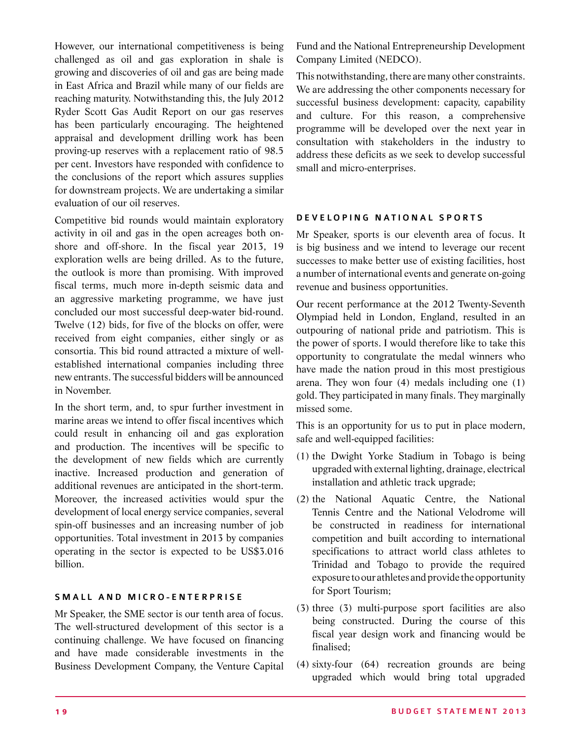However, our international competitiveness is being challenged as oil and gas exploration in shale is growing and discoveries of oil and gas are being made in East Africa and Brazil while many of our fields are reaching maturity. Notwithstanding this, the July 2012 Ryder Scott Gas Audit Report on our gas reserves has been particularly encouraging. The heightened appraisal and development drilling work has been proving-up reserves with a replacement ratio of 98.5 per cent. Investors have responded with confidence to the conclusions of the report which assures supplies for downstream projects. We are undertaking a similar evaluation of our oil reserves.

Competitive bid rounds would maintain exploratory activity in oil and gas in the open acreages both on-shore and off-shore. In the fiscal year 2013, 19 exploration wells are being drilled. As to the future, the outlook is more than promising. With improved fiscal terms, much more in-depth seismic data and an aggressive marketing programme, we have just concluded our most successful deep-water bid-round. Twelve (12) bids, for five of the blocks on offer, were received from eight companies, either singly or as consortia. This bid round attracted a mixture of well-established international companies including three new entrants. The successful bidders will be announced in November.

In the short term, and, to spur further investment in marine areas we intend to offer fiscal incentives which could result in enhancing oil and gas exploration and production. The incentives will be specific to the development of new fields which are currently inactive. Increased production and generation of additional revenues are anticipated in the short-term. Moreover, the increased activities would spur the development of local energy service companies, several spin-off businesses and an increasing number of job opportunities. Total investment in 2013 by companies operating in the sector is expected to be US$3.016 billion.

## SMALL AND MICRO-ENTERPRISE

Mr Speaker, the SME sector is our tenth area of focus. The well-structured development of this sector is a continuing challenge. We have focused on financing and have made considerable investments in the Business Development Company, the Venture Capital Fund and the National Entrepreneurship Development Company Limited (NEDCO).

This notwithstanding, there are many other constraints. We are addressing the other components necessary for successful business development: capacity, capability and culture. For this reason, a comprehensive programme will be developed over the next year in consultation with stakeholders in the industry to address these deficits as we seek to develop successful small and micro-enterprises.

## DEVELOPING NATIONAL SPORTS

Mr Speaker, sports is our eleventh area of focus. It is big business and we intend to leverage our recent successes to make better use of existing facilities, host a number of international events and generate on-going revenue and business opportunities.

Our recent performance at the 2012 Twenty-Seventh Olympiad held in London, England, resulted in an outpouring of national pride and patriotism. This is the power of sports. I would therefore like to take this opportunity to congratulate the medal winners who have made the nation proud in this most prestigious arena. They won four (4) medals including one (1) gold. They participated in many finals. They marginally missed some.

This is an opportunity for us to put in place modern, safe and well-equipped facilities:

(1) the Dwight Yorke Stadium in Tobago is being upgraded with external lighting, drainage, electrical installation and athletic track upgrade;

(2) the National Aquatic Centre, the National Tennis Centre and the National Velodrome will be constructed in readiness for international competition and built according to international specifications to attract world class athletes to Trinidad and Tobago to provide the required exposure to our athletes and provide the opportunity for Sport Tourism;

(3) three (3) multi-purpose sport facilities are also being constructed. During the course of this fiscal year design work and financing would be finalised;

(4) sixty-four (64) recreation grounds are being upgraded which would bring total upgraded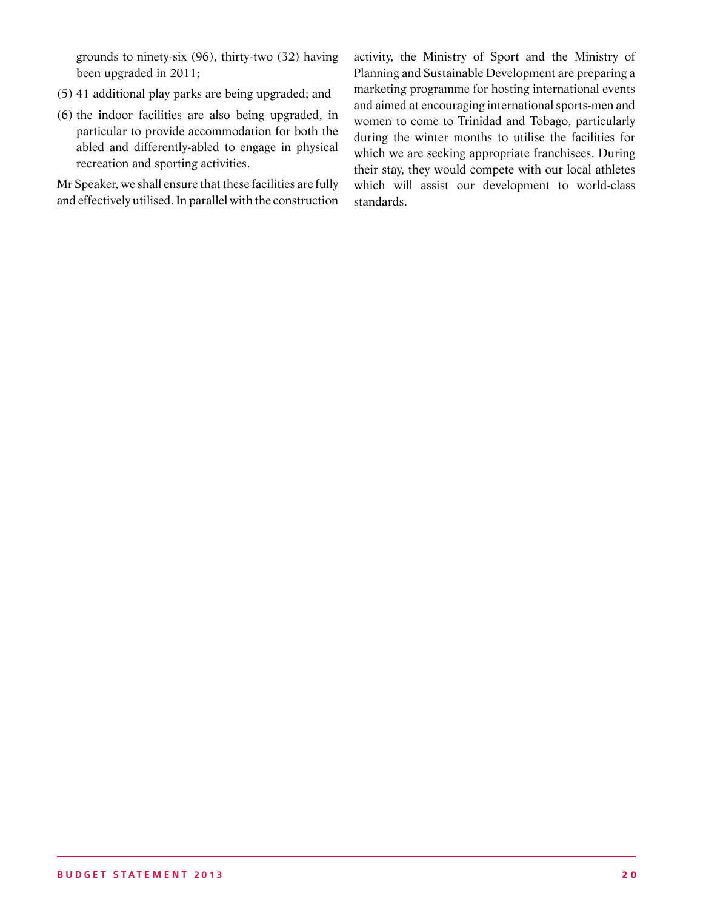grounds to ninety-six (96), thirty-two (32) having been upgraded in 2011;

(5) 41 additional play parks are being upgraded; and

(6) the indoor facilities are also being upgraded, in particular to provide accommodation for both the abled and differently-abled to engage in physical recreation and sporting activities.

Mr Speaker, we shall ensure that these facilities are fully and effectively utilised. In parallel with the construction activity, the Ministry of Sport and the Ministry of Planning and Sustainable Development are preparing a marketing programme for hosting international events and aimed at encouraging international sports-men and women to come to Trinidad and Tobago, particularly during the winter months to utilise the facilities for which we are seeking appropriate franchisees. During their stay, they would compete with our local athletes which will assist our development to world-class standards.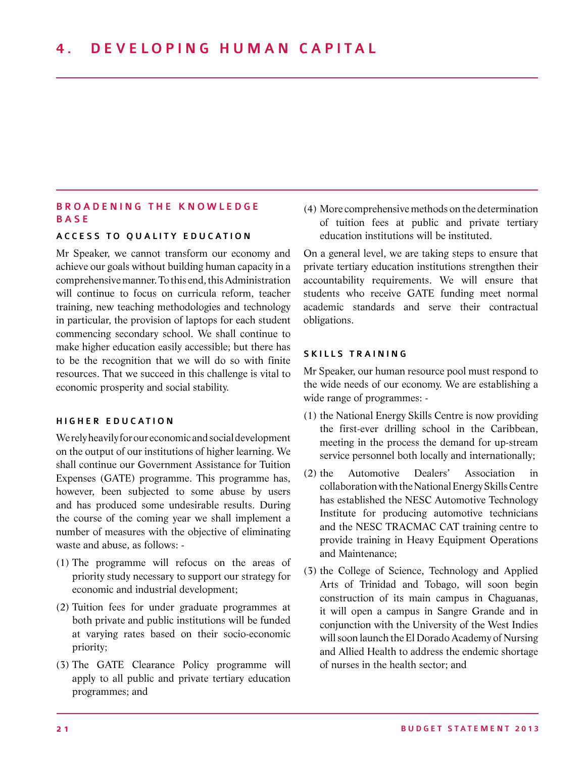# 4. DEVELOPING HUMAN CAPITAL

## BROADENING THE KNOWLEDGE BASE

### ACCESS TO QUALITY EDUCATION

Mr Speaker, we cannot transform our economy and achieve our goals without building human capacity in a comprehensive manner. To this end, this Administration will continue to focus on curricula reform, teacher training, new teaching methodologies and technology in particular, the provision of laptops for each student commencing secondary school. We shall continue to make higher education easily accessible; but there has to be the recognition that we will do so with finite resources. That we succeed in this challenge is vital to economic prosperity and social stability.

### HIGHER EDUCATION

We rely heavily for our economic and social development on the output of our institutions of higher learning. We shall continue our Government Assistance for Tuition Expenses (GATE) programme. This programme has, however, been subjected to some abuse by users and has produced some undesirable results. During the course of the coming year we shall implement a number of measures with the objective of eliminating waste and abuse, as follows: -

(1) The programme will refocus on the areas of priority study necessary to support our strategy for economic and industrial development;

(2) Tuition fees for under graduate programmes at both private and public institutions will be funded at varying rates based on their socio-economic priority;

(3) The GATE Clearance Policy programme will apply to all public and private tertiary education programmes; and

(4) More comprehensive methods on the determination of tuition fees at public and private tertiary education institutions will be instituted.

On a general level, we are taking steps to ensure that private tertiary education institutions strengthen their accountability requirements. We will ensure that students who receive GATE funding meet normal academic standards and serve their contractual obligations.

### SKILLS TRAINING

Mr Speaker, our human resource pool must respond to the wide needs of our economy. We are establishing a wide range of programmes: -

(1) the National Energy Skills Centre is now providing the first-ever drilling school in the Caribbean, meeting in the process the demand for up-stream service personnel both locally and internationally;

(2) the Automotive Dealers' Association in collaboration with the National Energy Skills Centre has established the NESC Automotive Technology Institute for producing automotive technicians and the NESC TRACMAC CAT training centre to provide training in Heavy Equipment Operations and Maintenance;

(3) the College of Science, Technology and Applied Arts of Trinidad and Tobago, will soon begin construction of its main campus in Chaguanas, it will open a campus in Sangre Grande and in conjunction with the University of the West Indies will soon launch the El Dorado Academy of Nursing and Allied Health to address the endemic shortage of nurses in the health sector; and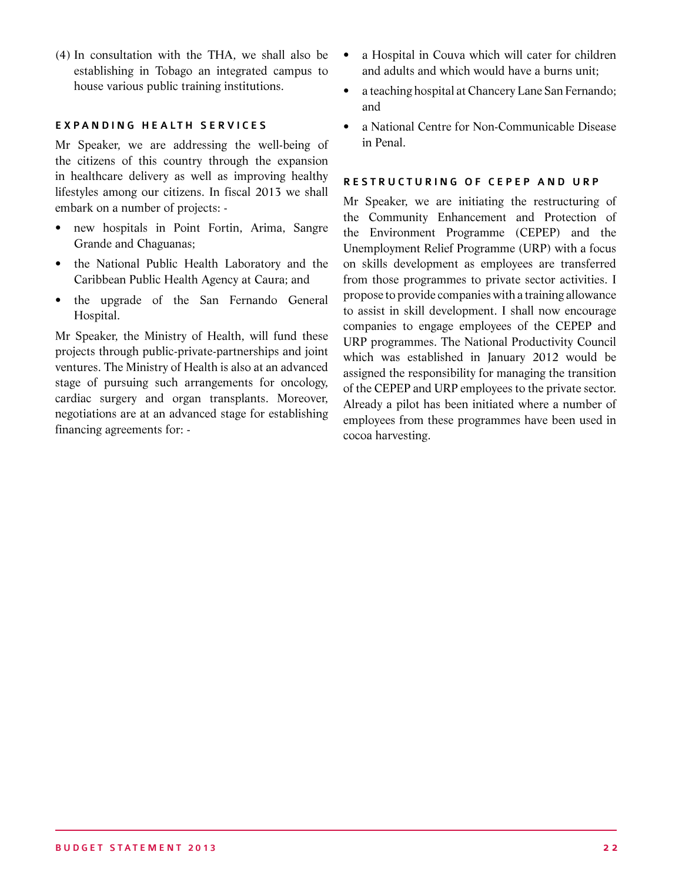(4) In consultation with the THA, we shall also be establishing in Tobago an integrated campus to house various public training institutions.

## EXPANDING HEALTH SERVICES

Mr Speaker, we are addressing the well-being of the citizens of this country through the expansion in healthcare delivery as well as improving healthy lifestyles among our citizens. In fiscal 2013 we shall embark on a number of projects: -

- new hospitals in Point Fortin, Arima, Sangre Grande and Chaguanas;
- the National Public Health Laboratory and the Caribbean Public Health Agency at Caura; and
- the upgrade of the San Fernando General Hospital.

Mr Speaker, the Ministry of Health, will fund these projects through public-private-partnerships and joint ventures. The Ministry of Health is also at an advanced stage of pursuing such arrangements for oncology, cardiac surgery and organ transplants. Moreover, negotiations are at an advanced stage for establishing financing agreements for: -

- a Hospital in Couva which will cater for children and adults and which would have a burns unit;
- a teaching hospital at Chancery Lane San Fernando; and
- a National Centre for Non-Communicable Disease in Penal.

## RESTRUCTURING OF CEPEP AND URP

Mr Speaker, we are initiating the restructuring of the Community Enhancement and Protection of the Environment Programme (CEPEP) and the Unemployment Relief Programme (URP) with a focus on skills development as employees are transferred from those programmes to private sector activities. I propose to provide companies with a training allowance to assist in skill development. I shall now encourage companies to engage employees of the CEPEP and URP programmes. The National Productivity Council which was established in January 2012 would be assigned the responsibility for managing the transition of the CEPEP and URP employees to the private sector. Already a pilot has been initiated where a number of employees from these programmes have been used in cocoa harvesting.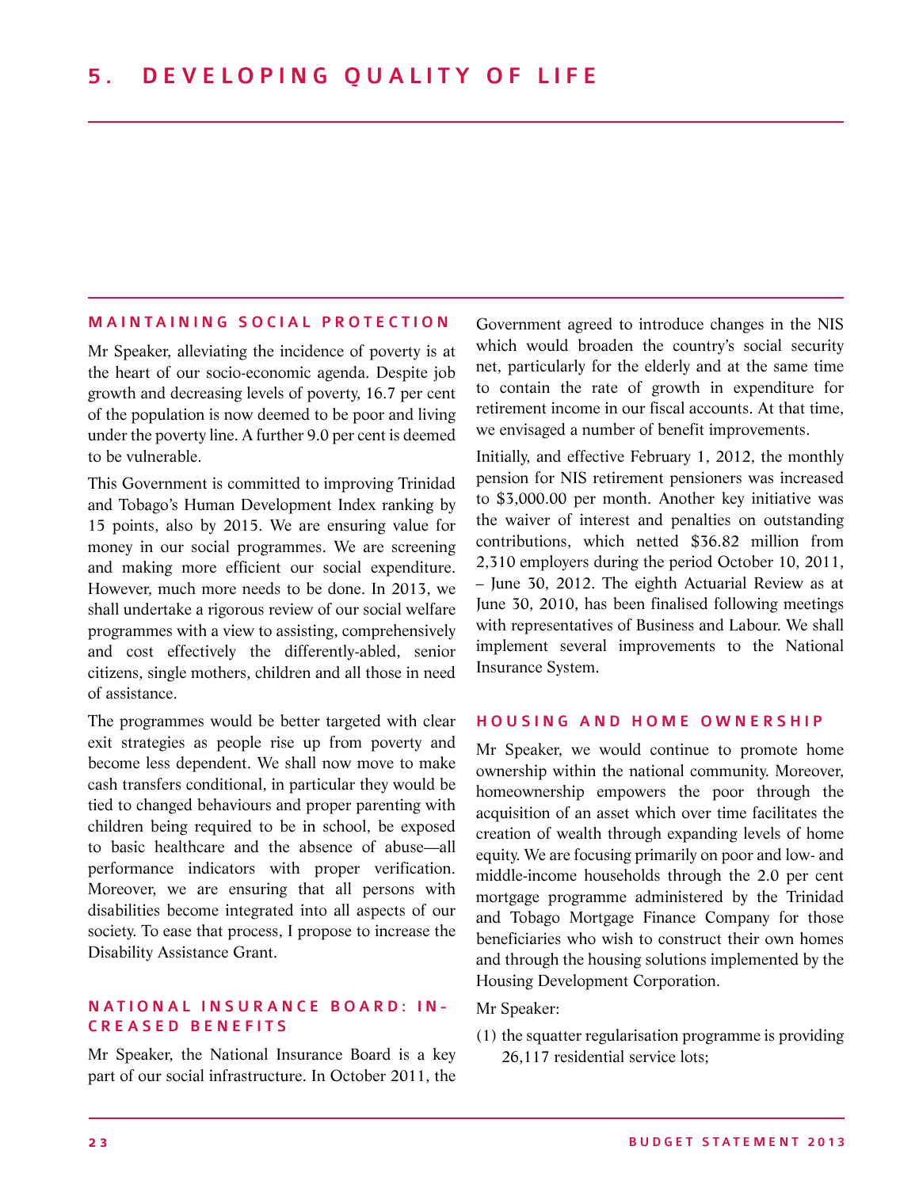# 5. DEVELOPING QUALITY OF LIFE

## MAINTAINING SOCIAL PROTECTION

Mr Speaker, alleviating the incidence of poverty is at the heart of our socio-economic agenda. Despite job growth and decreasing levels of poverty, 16.7 per cent of the population is now deemed to be poor and living under the poverty line. A further 9.0 per cent is deemed to be vulnerable.

This Government is committed to improving Trinidad and Tobago's Human Development Index ranking by 15 points, also by 2015. We are ensuring value for money in our social programmes. We are screening and making more efficient our social expenditure. However, much more needs to be done. In 2013, we shall undertake a rigorous review of our social welfare programmes with a view to assisting, comprehensively and cost effectively the differently-abled, senior citizens, single mothers, children and all those in need of assistance.

The programmes would be better targeted with clear exit strategies as people rise up from poverty and become less dependent. We shall now move to make cash transfers conditional, in particular they would be tied to changed behaviours and proper parenting with children being required to be in school, be exposed to basic healthcare and the absence of abuse—all performance indicators with proper verification. Moreover, we are ensuring that all persons with disabilities become integrated into all aspects of our society. To ease that process, I propose to increase the Disability Assistance Grant.

## NATIONAL INSURANCE BOARD: INCREASED BENEFITS

Mr Speaker, the National Insurance Board is a key part of our social infrastructure. In October 2011, the Government agreed to introduce changes in the NIS which would broaden the country's social security net, particularly for the elderly and at the same time to contain the rate of growth in expenditure for retirement income in our fiscal accounts. At that time, we envisaged a number of benefit improvements.

Initially, and effective February 1, 2012, the monthly pension for NIS retirement pensioners was increased to $3,000.00 per month. Another key initiative was the waiver of interest and penalties on outstanding contributions, which netted $36.82 million from 2,310 employers during the period October 10, 2011, – June 30, 2012. The eighth Actuarial Review as at June 30, 2010, has been finalised following meetings with representatives of Business and Labour. We shall implement several improvements to the National Insurance System.

## HOUSING AND HOME OWNERSHIP

Mr Speaker, we would continue to promote home ownership within the national community. Moreover, homeownership empowers the poor through the acquisition of an asset which over time facilitates the creation of wealth through expanding levels of home equity. We are focusing primarily on poor and low- and middle-income households through the 2.0 per cent mortgage programme administered by the Trinidad and Tobago Mortgage Finance Company for those beneficiaries who wish to construct their own homes and through the housing solutions implemented by the Housing Development Corporation.

Mr Speaker:

(1) the squatter regularisation programme is providing 26,117 residential service lots;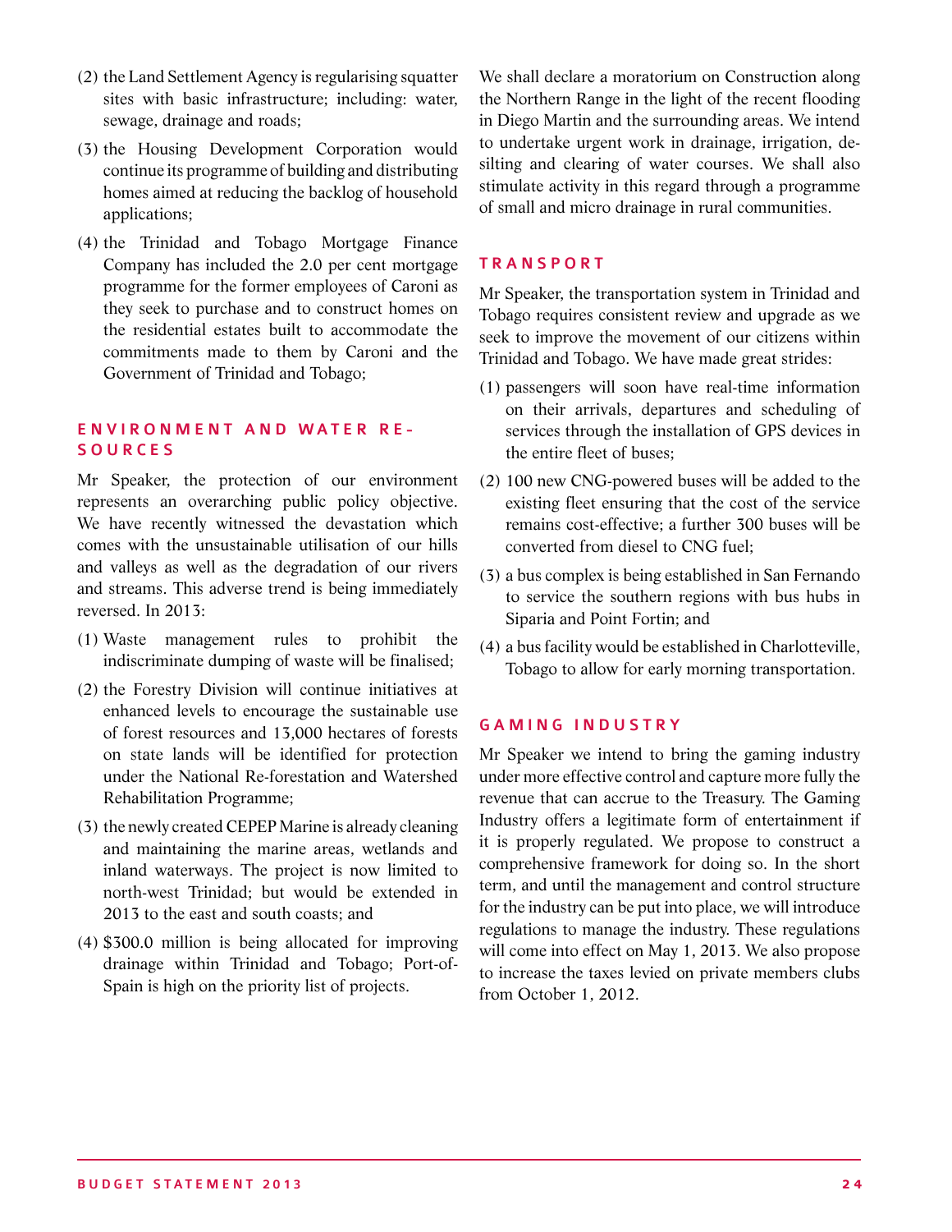(2) the Land Settlement Agency is regularising squatter sites with basic infrastructure; including: water, sewage, drainage and roads;

(3) the Housing Development Corporation would continue its programme of building and distributing homes aimed at reducing the backlog of household applications;

(4) the Trinidad and Tobago Mortgage Finance Company has included the 2.0 per cent mortgage programme for the former employees of Caroni as they seek to purchase and to construct homes on the residential estates built to accommodate the commitments made to them by Caroni and the Government of Trinidad and Tobago;

## ENVIRONMENT AND WATER RESOURCES

Mr Speaker, the protection of our environment represents an overarching public policy objective. We have recently witnessed the devastation which comes with the unsustainable utilisation of our hills and valleys as well as the degradation of our rivers and streams. This adverse trend is being immediately reversed. In 2013:

(1) Waste management rules to prohibit the indiscriminate dumping of waste will be finalised;

(2) the Forestry Division will continue initiatives at enhanced levels to encourage the sustainable use of forest resources and 13,000 hectares of forests on state lands will be identified for protection under the National Re-forestation and Watershed Rehabilitation Programme;

(3) the newly created CEPEP Marine is already cleaning and maintaining the marine areas, wetlands and inland waterways. The project is now limited to north-west Trinidad; but would be extended in 2013 to the east and south coasts; and

(4) $300.0 million is being allocated for improving drainage within Trinidad and Tobago; Port-of-Spain is high on the priority list of projects.

We shall declare a moratorium on Construction along the Northern Range in the light of the recent flooding in Diego Martin and the surrounding areas. We intend to undertake urgent work in drainage, irrigation, de-silting and clearing of water courses. We shall also stimulate activity in this regard through a programme of small and micro drainage in rural communities.

## TRANSPORT

Mr Speaker, the transportation system in Trinidad and Tobago requires consistent review and upgrade as we seek to improve the movement of our citizens within Trinidad and Tobago. We have made great strides:

(1) passengers will soon have real-time information on their arrivals, departures and scheduling of services through the installation of GPS devices in the entire fleet of buses;

(2) 100 new CNG-powered buses will be added to the existing fleet ensuring that the cost of the service remains cost-effective; a further 300 buses will be converted from diesel to CNG fuel;

(3) a bus complex is being established in San Fernando to service the southern regions with bus hubs in Siparia and Point Fortin; and

(4) a bus facility would be established in Charlotteville, Tobago to allow for early morning transportation.

## GAMING INDUSTRY

Mr Speaker we intend to bring the gaming industry under more effective control and capture more fully the revenue that can accrue to the Treasury. The Gaming Industry offers a legitimate form of entertainment if it is properly regulated. We propose to construct a comprehensive framework for doing so. In the short term, and until the management and control structure for the industry can be put into place, we will introduce regulations to manage the industry. These regulations will come into effect on May 1, 2013. We also propose to increase the taxes levied on private members clubs from October 1, 2012.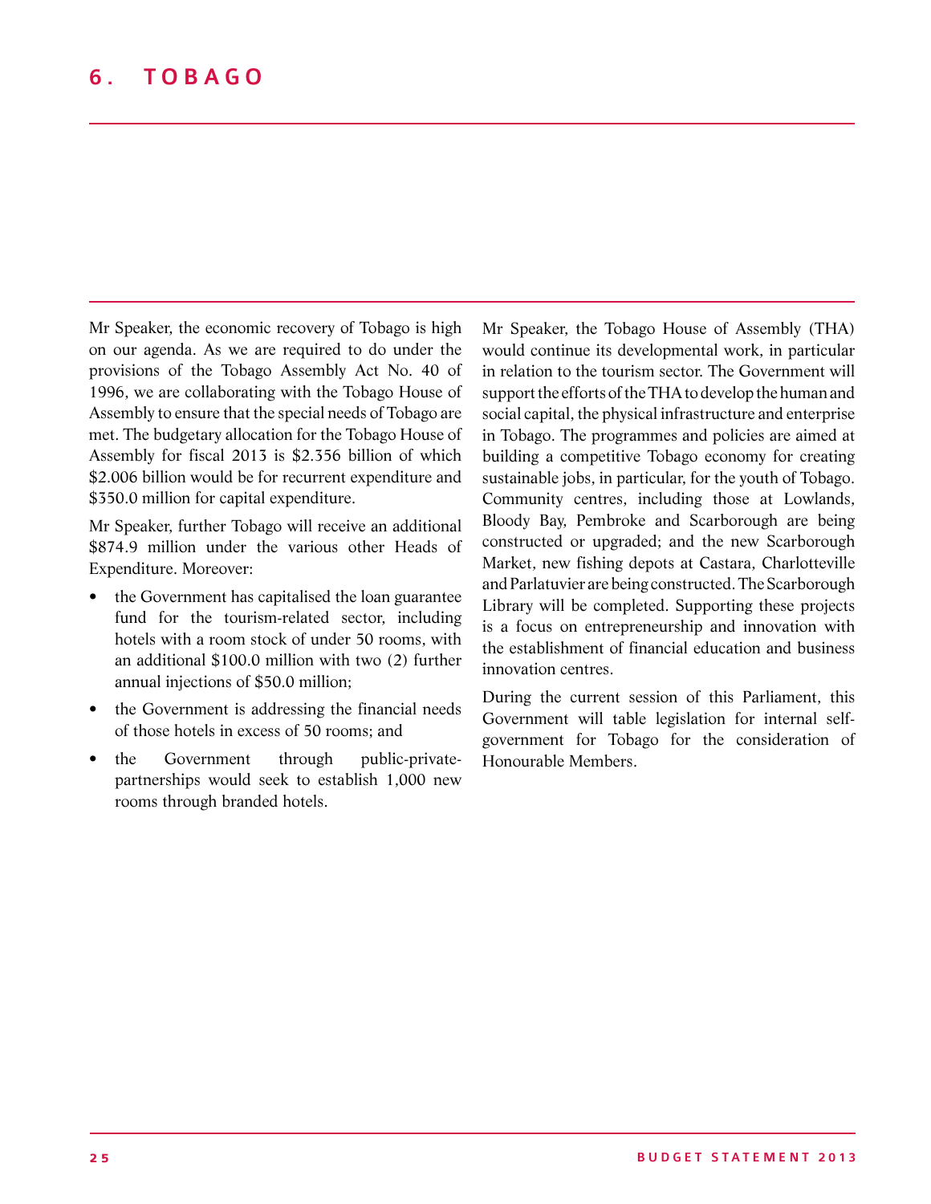# 6. TOBAGO

Mr Speaker, the economic recovery of Tobago is high on our agenda. As we are required to do under the provisions of the Tobago Assembly Act No. 40 of 1996, we are collaborating with the Tobago House of Assembly to ensure that the special needs of Tobago are met. The budgetary allocation for the Tobago House of Assembly for fiscal 2013 is $2.356 billion of which $2.006 billion would be for recurrent expenditure and $350.0 million for capital expenditure.

Mr Speaker, further Tobago will receive an additional $874.9 million under the various other Heads of Expenditure. Moreover:

- the Government has capitalised the loan guarantee fund for the tourism-related sector, including hotels with a room stock of under 50 rooms, with an additional $100.0 million with two (2) further annual injections of $50.0 million;
- the Government is addressing the financial needs of those hotels in excess of 50 rooms; and
- the Government through public-private-partnerships would seek to establish 1,000 new rooms through branded hotels.

Mr Speaker, the Tobago House of Assembly (THA) would continue its developmental work, in particular in relation to the tourism sector. The Government will support the efforts of the THA to develop the human and social capital, the physical infrastructure and enterprise in Tobago. The programmes and policies are aimed at building a competitive Tobago economy for creating sustainable jobs, in particular, for the youth of Tobago. Community centres, including those at Lowlands, Bloody Bay, Pembroke and Scarborough are being constructed or upgraded; and the new Scarborough Market, new fishing depots at Castara, Charlotteville and Parlatuvier are being constructed. The Scarborough Library will be completed. Supporting these projects is a focus on entrepreneurship and innovation with the establishment of financial education and business innovation centres.

During the current session of this Parliament, this Government will table legislation for internal self-government for Tobago for the consideration of Honourable Members.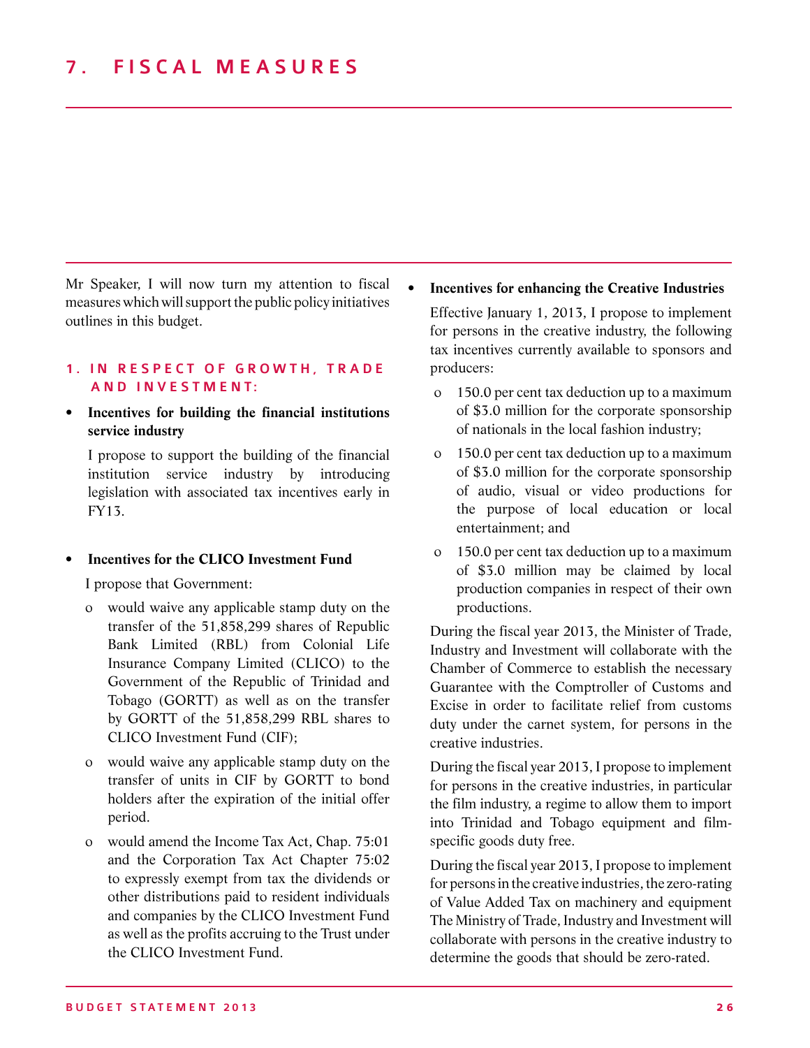# 7. FISCAL MEASURES

Mr Speaker, I will now turn my attention to fiscal measures which will support the public policy initiatives outlines in this budget.

## 1. IN RESPECT OF GROWTH, TRADE AND INVESTMENT:

- **Incentives for building the financial institutions service industry**

  I propose to support the building of the financial institution service industry by introducing legislation with associated tax incentives early in FY13.

- **Incentives for the CLICO Investment Fund**

  I propose that Government:

  - would waive any applicable stamp duty on the transfer of the 51,858,299 shares of Republic Bank Limited (RBL) from Colonial Life Insurance Company Limited (CLICO) to the Government of the Republic of Trinidad and Tobago (GORTT) as well as on the transfer by GORTT of the 51,858,299 RBL shares to CLICO Investment Fund (CIF);
  - would waive any applicable stamp duty on the transfer of units in CIF by GORTT to bond holders after the expiration of the initial offer period.
  - would amend the Income Tax Act, Chap. 75:01 and the Corporation Tax Act Chapter 75:02 to expressly exempt from tax the dividends or other distributions paid to resident individuals and companies by the CLICO Investment Fund as well as the profits accruing to the Trust under the CLICO Investment Fund.

- **Incentives for enhancing the Creative Industries**

  Effective January 1, 2013, I propose to implement for persons in the creative industry, the following tax incentives currently available to sponsors and producers:

  - 150.0 per cent tax deduction up to a maximum of $3.0 million for the corporate sponsorship of nationals in the local fashion industry;
  - 150.0 per cent tax deduction up to a maximum of $3.0 million for the corporate sponsorship of audio, visual or video productions for the purpose of local education or local entertainment; and
  - 150.0 per cent tax deduction up to a maximum of $3.0 million may be claimed by local production companies in respect of their own productions.

  During the fiscal year 2013, the Minister of Trade, Industry and Investment will collaborate with the Chamber of Commerce to establish the necessary Guarantee with the Comptroller of Customs and Excise in order to facilitate relief from customs duty under the carnet system, for persons in the creative industries.

  During the fiscal year 2013, I propose to implement for persons in the creative industries, in particular the film industry, a regime to allow them to import into Trinidad and Tobago equipment and film-specific goods duty free.

  During the fiscal year 2013, I propose to implement for persons in the creative industries, the zero-rating of Value Added Tax on machinery and equipment The Ministry of Trade, Industry and Investment will collaborate with persons in the creative industry to determine the goods that should be zero-rated.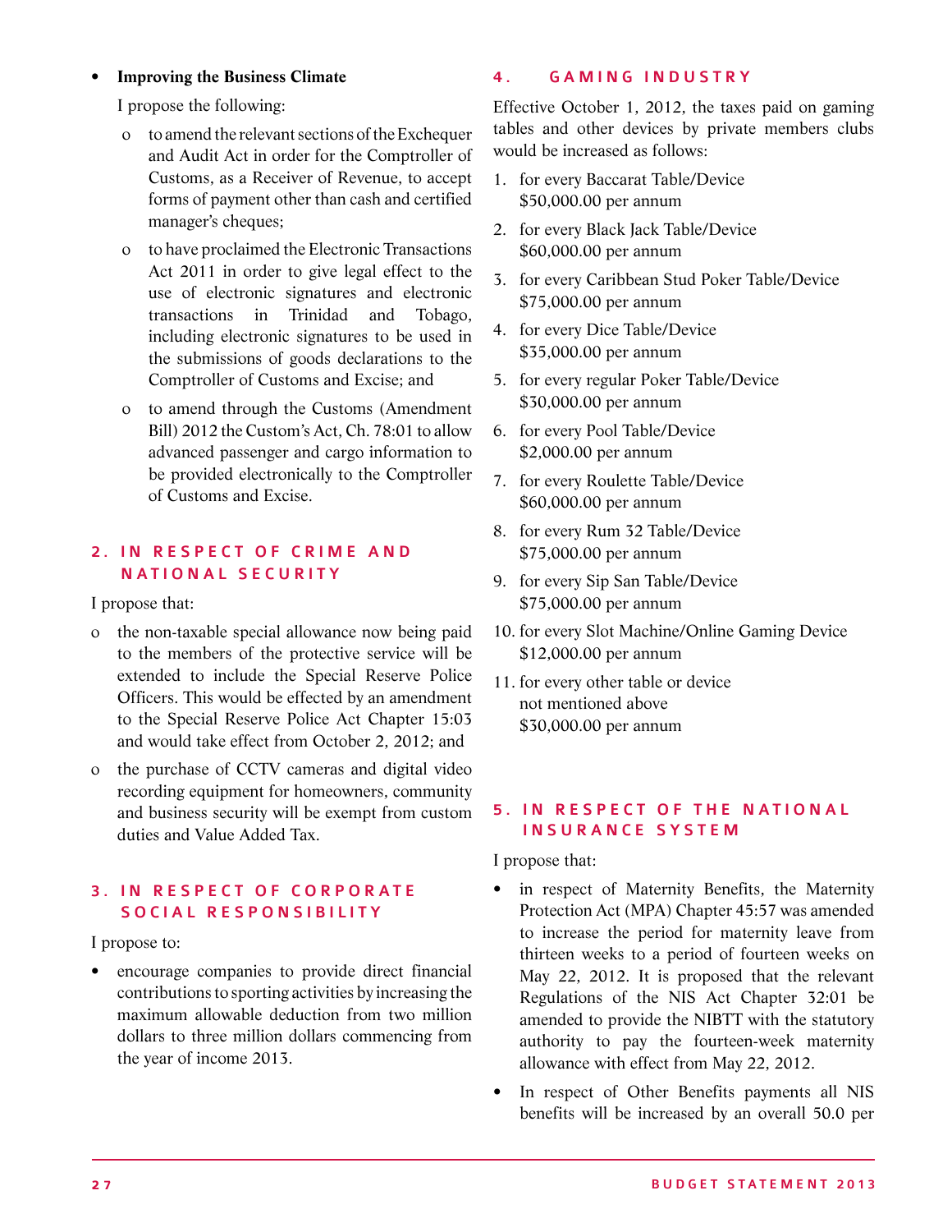- **Improving the Business Climate**

  I propose the following:

  - to amend the relevant sections of the Exchequer and Audit Act in order for the Comptroller of Customs, as a Receiver of Revenue, to accept forms of payment other than cash and certified manager's cheques;
  - to have proclaimed the Electronic Transactions Act 2011 in order to give legal effect to the use of electronic signatures and electronic transactions in Trinidad and Tobago, including electronic signatures to be used in the submissions of goods declarations to the Comptroller of Customs and Excise; and
  - to amend through the Customs (Amendment Bill) 2012 the Custom's Act, Ch. 78:01 to allow advanced passenger and cargo information to be provided electronically to the Comptroller of Customs and Excise.

## 2. IN RESPECT OF CRIME AND NATIONAL SECURITY

I propose that:

- the non-taxable special allowance now being paid to the members of the protective service will be extended to include the Special Reserve Police Officers. This would be effected by an amendment to the Special Reserve Police Act Chapter 15:03 and would take effect from October 2, 2012; and
- the purchase of CCTV cameras and digital video recording equipment for homeowners, community and business security will be exempt from custom duties and Value Added Tax.

## 3. IN RESPECT OF CORPORATE SOCIAL RESPONSIBILITY

I propose to:

- encourage companies to provide direct financial contributions to sporting activities by increasing the maximum allowable deduction from two million dollars to three million dollars commencing from the year of income 2013.

## 4. GAMING INDUSTRY

Effective October 1, 2012, the taxes paid on gaming tables and other devices by private members clubs would be increased as follows:

1. for every Baccarat Table/Device
   $50,000.00 per annum
2. for every Black Jack Table/Device
   $60,000.00 per annum
3. for every Caribbean Stud Poker Table/Device
   $75,000.00 per annum
4. for every Dice Table/Device
   $35,000.00 per annum
5. for every regular Poker Table/Device
   $30,000.00 per annum
6. for every Pool Table/Device
   $2,000.00 per annum
7. for every Roulette Table/Device
   $60,000.00 per annum
8. for every Rum 32 Table/Device
   $75,000.00 per annum
9. for every Sip San Table/Device
   $75,000.00 per annum
10. for every Slot Machine/Online Gaming Device
    $12,000.00 per annum
11. for every other table or device
    not mentioned above
    $30,000.00 per annum

## 5. IN RESPECT OF THE NATIONAL INSURANCE SYSTEM

I propose that:

- in respect of Maternity Benefits, the Maternity Protection Act (MPA) Chapter 45:57 was amended to increase the period for maternity leave from thirteen weeks to a period of fourteen weeks on May 22, 2012. It is proposed that the relevant Regulations of the NIS Act Chapter 32:01 be amended to provide the NIBTT with the statutory authority to pay the fourteen-week maternity allowance with effect from May 22, 2012.
- In respect of Other Benefits payments all NIS benefits will be increased by an overall 50.0 per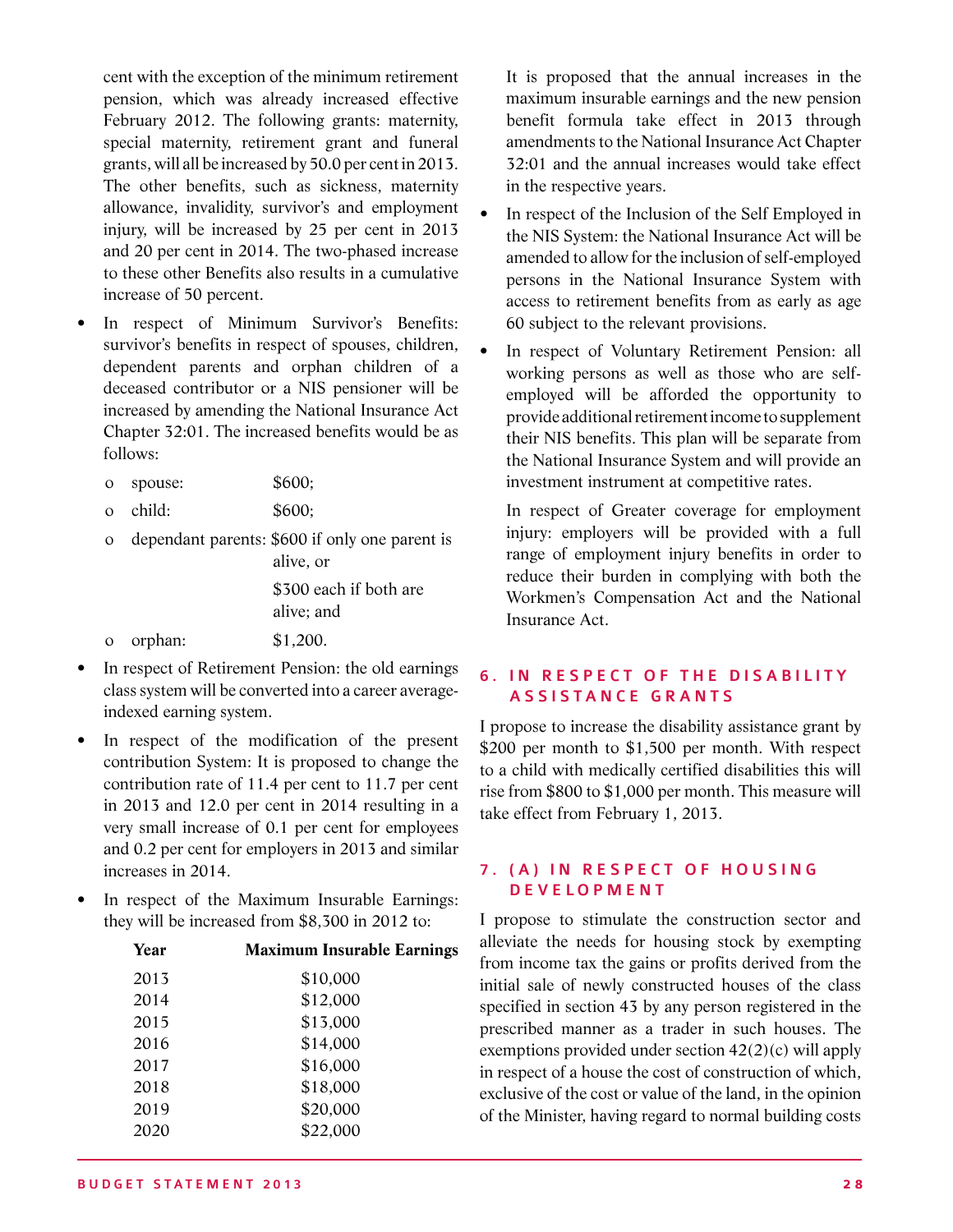cent with the exception of the minimum retirement pension, which was already increased effective February 2012. The following grants: maternity, special maternity, retirement grant and funeral grants, will all be increased by 50.0 per cent in 2013. The other benefits, such as sickness, maternity allowance, invalidity, survivor's and employment injury, will be increased by 25 per cent in 2013 and 20 per cent in 2014. The two-phased increase to these other Benefits also results in a cumulative increase of 50 percent.

- In respect of Minimum Survivor's Benefits: survivor's benefits in respect of spouses, children, dependent parents and orphan children of a deceased contributor or a NIS pensioner will be increased by amending the National Insurance Act Chapter 32:01. The increased benefits would be as follows:
    - spouse: $600;
    - child: $600;
    - dependant parents: $600 if only one parent is alive, or $300 each if both are alive; and
    - orphan: $1,200.
- In respect of Retirement Pension: the old earnings class system will be converted into a career average-indexed earning system.
- In respect of the modification of the present contribution System: It is proposed to change the contribution rate of 11.4 per cent to 11.7 per cent in 2013 and 12.0 per cent in 2014 resulting in a very small increase of 0.1 per cent for employees and 0.2 per cent for employers in 2013 and similar increases in 2014.
- In respect of the Maximum Insurable Earnings: they will be increased from $8,300 in 2012 to:

| Year | Maximum Insurable Earnings |
|---|---|
| 2013 | $10,000 |
| 2014 | $12,000 |
| 2015 | $13,000 |
| 2016 | $14,000 |
| 2017 | $16,000 |
| 2018 | $18,000 |
| 2019 | $20,000 |
| 2020 | $22,000 |

It is proposed that the annual increases in the maximum insurable earnings and the new pension benefit formula take effect in 2013 through amendments to the National Insurance Act Chapter 32:01 and the annual increases would take effect in the respective years.

- In respect of the Inclusion of the Self Employed in the NIS System: the National Insurance Act will be amended to allow for the inclusion of self-employed persons in the National Insurance System with access to retirement benefits from as early as age 60 subject to the relevant provisions.
- In respect of Voluntary Retirement Pension: all working persons as well as those who are self-employed will be afforded the opportunity to provide additional retirement income to supplement their NIS benefits. This plan will be separate from the National Insurance System and will provide an investment instrument at competitive rates.

In respect of Greater coverage for employment injury: employers will be provided with a full range of employment injury benefits in order to reduce their burden in complying with both the Workmen's Compensation Act and the National Insurance Act.

## 6. IN RESPECT OF THE DISABILITY ASSISTANCE GRANTS

I propose to increase the disability assistance grant by $200 per month to $1,500 per month. With respect to a child with medically certified disabilities this will rise from $800 to $1,000 per month. This measure will take effect from February 1, 2013.

## 7. (A) IN RESPECT OF HOUSING DEVELOPMENT

I propose to stimulate the construction sector and alleviate the needs for housing stock by exempting from income tax the gains or profits derived from the initial sale of newly constructed houses of the class specified in section 43 by any person registered in the prescribed manner as a trader in such houses. The exemptions provided under section 42(2)(c) will apply in respect of a house the cost of construction of which, exclusive of the cost or value of the land, in the opinion of the Minister, having regard to normal building costs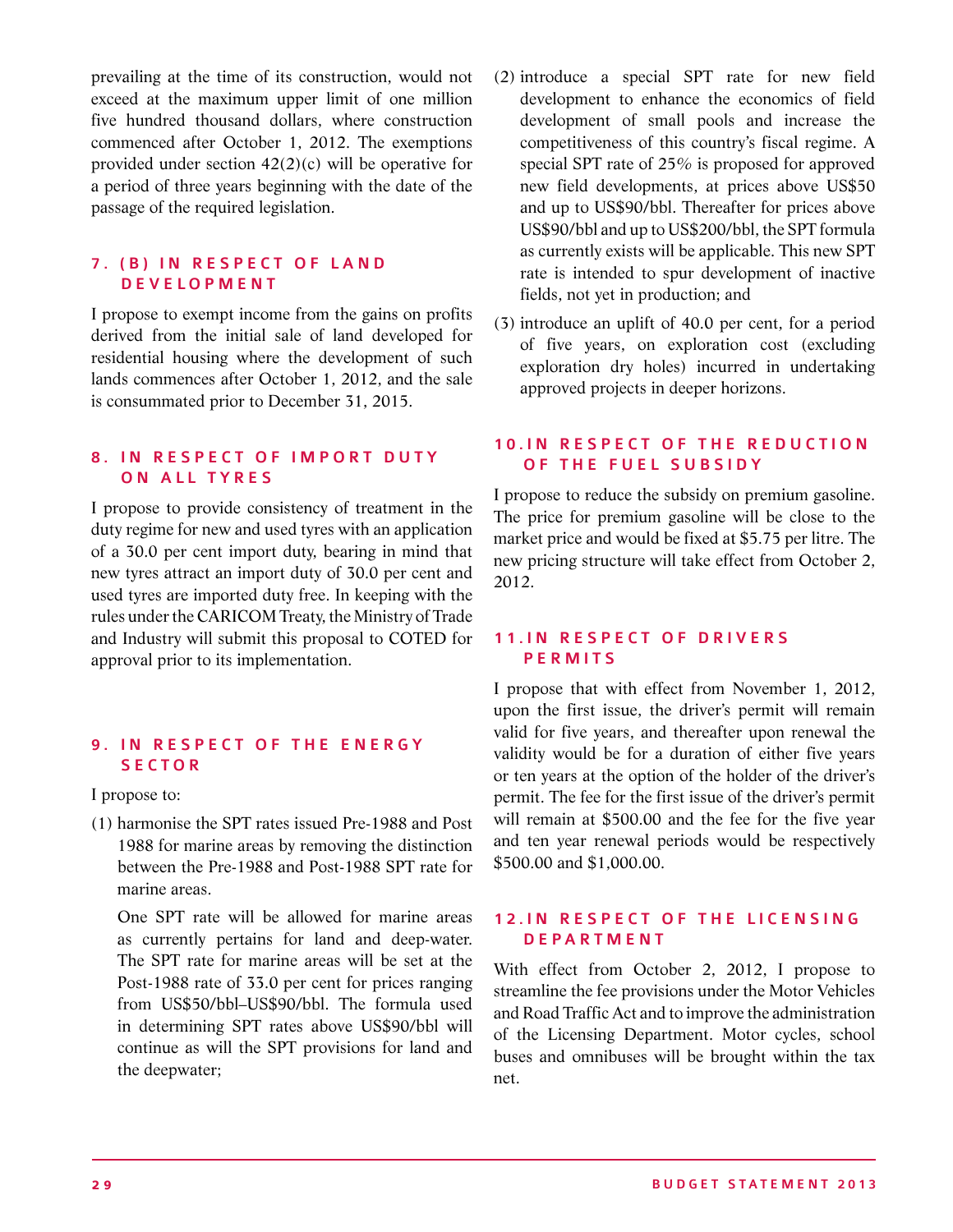prevailing at the time of its construction, would not exceed at the maximum upper limit of one million five hundred thousand dollars, where construction commenced after October 1, 2012. The exemptions provided under section 42(2)(c) will be operative for a period of three years beginning with the date of the passage of the required legislation.

### 7. (B) IN RESPECT OF LAND DEVELOPMENT

I propose to exempt income from the gains on profits derived from the initial sale of land developed for residential housing where the development of such lands commences after October 1, 2012, and the sale is consummated prior to December 31, 2015.

### 8. IN RESPECT OF IMPORT DUTY ON ALL TYRES

I propose to provide consistency of treatment in the duty regime for new and used tyres with an application of a 30.0 per cent import duty, bearing in mind that new tyres attract an import duty of 30.0 per cent and used tyres are imported duty free. In keeping with the rules under the CARICOM Treaty, the Ministry of Trade and Industry will submit this proposal to COTED for approval prior to its implementation.

### 9. IN RESPECT OF THE ENERGY SECTOR

I propose to:

(1) harmonise the SPT rates issued Pre-1988 and Post 1988 for marine areas by removing the distinction between the Pre-1988 and Post-1988 SPT rate for marine areas.

One SPT rate will be allowed for marine areas as currently pertains for land and deep-water. The SPT rate for marine areas will be set at the Post-1988 rate of 33.0 per cent for prices ranging from US$50/bbl–US$90/bbl. The formula used in determining SPT rates above US$90/bbl will continue as will the SPT provisions for land and the deepwater;

(2) introduce a special SPT rate for new field development to enhance the economics of field development of small pools and increase the competitiveness of this country's fiscal regime. A special SPT rate of 25% is proposed for approved new field developments, at prices above US$50 and up to US$90/bbl. Thereafter for prices above US$90/bbl and up to US$200/bbl, the SPT formula as currently exists will be applicable. This new SPT rate is intended to spur development of inactive fields, not yet in production; and

(3) introduce an uplift of 40.0 per cent, for a period of five years, on exploration cost (excluding exploration dry holes) incurred in undertaking approved projects in deeper horizons.

### 10. IN RESPECT OF THE REDUCTION OF THE FUEL SUBSIDY

I propose to reduce the subsidy on premium gasoline. The price for premium gasoline will be close to the market price and would be fixed at $5.75 per litre. The new pricing structure will take effect from October 2, 2012.

### 11. IN RESPECT OF DRIVERS PERMITS

I propose that with effect from November 1, 2012, upon the first issue, the driver's permit will remain valid for five years, and thereafter upon renewal the validity would be for a duration of either five years or ten years at the option of the holder of the driver's permit. The fee for the first issue of the driver's permit will remain at $500.00 and the fee for the five year and ten year renewal periods would be respectively $500.00 and $1,000.00.

### 12. IN RESPECT OF THE LICENSING DEPARTMENT

With effect from October 2, 2012, I propose to streamline the fee provisions under the Motor Vehicles and Road Traffic Act and to improve the administration of the Licensing Department. Motor cycles, school buses and omnibuses will be brought within the tax net.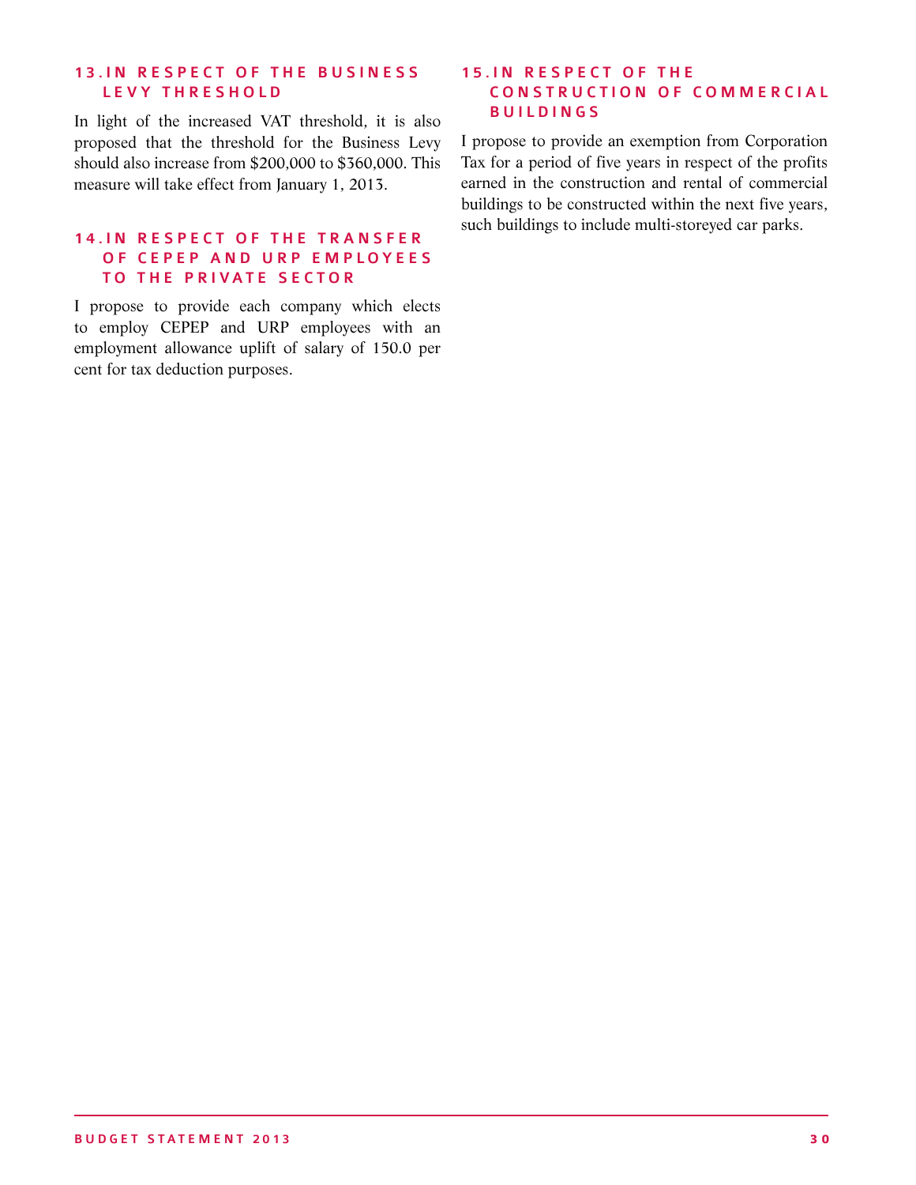### 13. IN RESPECT OF THE BUSINESS LEVY THRESHOLD

In light of the increased VAT threshold, it is also proposed that the threshold for the Business Levy should also increase from $200,000 to $360,000. This measure will take effect from January 1, 2013.

### 14. IN RESPECT OF THE TRANSFER OF CEPEP AND URP EMPLOYEES TO THE PRIVATE SECTOR

I propose to provide each company which elects to employ CEPEP and URP employees with an employment allowance uplift of salary of 150.0 per cent for tax deduction purposes.

### 15. IN RESPECT OF THE CONSTRUCTION OF COMMERCIAL BUILDINGS

I propose to provide an exemption from Corporation Tax for a period of five years in respect of the profits earned in the construction and rental of commercial buildings to be constructed within the next five years, such buildings to include multi-storeyed car parks.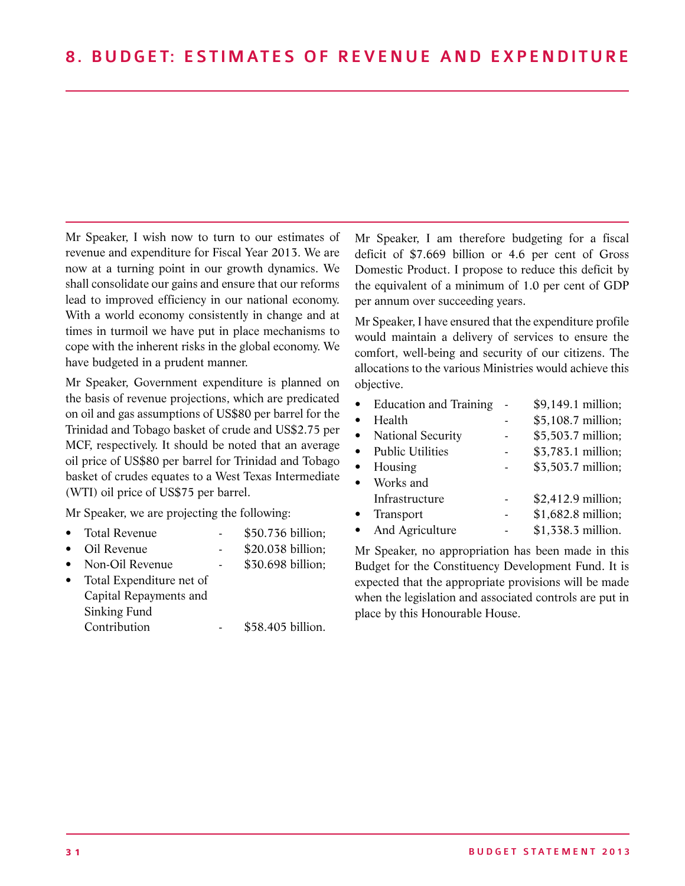# 8. BUDGET: ESTIMATES OF REVENUE AND EXPENDITURE

Mr Speaker, I wish now to turn to our estimates of revenue and expenditure for Fiscal Year 2013. We are now at a turning point in our growth dynamics. We shall consolidate our gains and ensure that our reforms lead to improved efficiency in our national economy. With a world economy consistently in change and at times in turmoil we have put in place mechanisms to cope with the inherent risks in the global economy. We have budgeted in a prudent manner.

Mr Speaker, Government expenditure is planned on the basis of revenue projections, which are predicated on oil and gas assumptions of US$80 per barrel for the Trinidad and Tobago basket of crude and US$2.75 per MCF, respectively. It should be noted that an average oil price of US$80 per barrel for Trinidad and Tobago basket of crudes equates to a West Texas Intermediate (WTI) oil price of US$75 per barrel.

Mr Speaker, we are projecting the following:

- Total Revenue - $50.736 billion;
- Oil Revenue - $20.038 billion;
- Non-Oil Revenue - $30.698 billion;
- Total Expenditure net of Capital Repayments and Sinking Fund Contribution - $58.405 billion.

Mr Speaker, I am therefore budgeting for a fiscal deficit of $7.669 billion or 4.6 per cent of Gross Domestic Product. I propose to reduce this deficit by the equivalent of a minimum of 1.0 per cent of GDP per annum over succeeding years.

Mr Speaker, I have ensured that the expenditure profile would maintain a delivery of services to ensure the comfort, well-being and security of our citizens. The allocations to the various Ministries would achieve this objective.

- Education and Training - $9,149.1 million;
- Health - $5,108.7 million;
- National Security - $5,503.7 million;
- Public Utilities - $3,783.1 million;
- Housing - $3,503.7 million;
- Works and Infrastructure - $2,412.9 million;
- Transport - $1,682.8 million;
- And Agriculture - $1,338.3 million.

Mr Speaker, no appropriation has been made in this Budget for the Constituency Development Fund. It is expected that the appropriate provisions will be made when the legislation and associated controls are put in place by this Honourable House.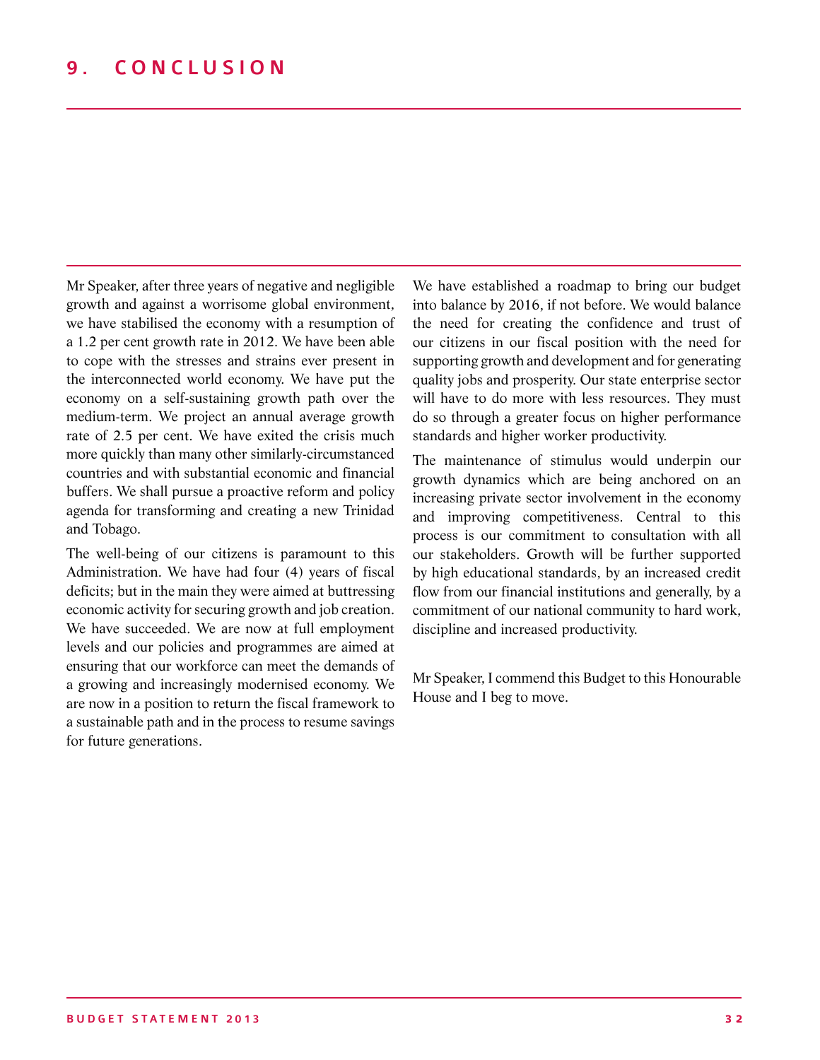# 9. CONCLUSION

Mr Speaker, after three years of negative and negligible growth and against a worrisome global environment, we have stabilised the economy with a resumption of a 1.2 per cent growth rate in 2012. We have been able to cope with the stresses and strains ever present in the interconnected world economy. We have put the economy on a self-sustaining growth path over the medium-term. We project an annual average growth rate of 2.5 per cent. We have exited the crisis much more quickly than many other similarly-circumstanced countries and with substantial economic and financial buffers. We shall pursue a proactive reform and policy agenda for transforming and creating a new Trinidad and Tobago.

The well-being of our citizens is paramount to this Administration. We have had four (4) years of fiscal deficits; but in the main they were aimed at buttressing economic activity for securing growth and job creation. We have succeeded. We are now at full employment levels and our policies and programmes are aimed at ensuring that our workforce can meet the demands of a growing and increasingly modernised economy. We are now in a position to return the fiscal framework to a sustainable path and in the process to resume savings for future generations.

We have established a roadmap to bring our budget into balance by 2016, if not before. We would balance the need for creating the confidence and trust of our citizens in our fiscal position with the need for supporting growth and development and for generating quality jobs and prosperity. Our state enterprise sector will have to do more with less resources. They must do so through a greater focus on higher performance standards and higher worker productivity.

The maintenance of stimulus would underpin our growth dynamics which are being anchored on an increasing private sector involvement in the economy and improving competitiveness. Central to this process is our commitment to consultation with all our stakeholders. Growth will be further supported by high educational standards, by an increased credit flow from our financial institutions and generally, by a commitment of our national community to hard work, discipline and increased productivity.

Mr Speaker, I commend this Budget to this Honourable House and I beg to move.